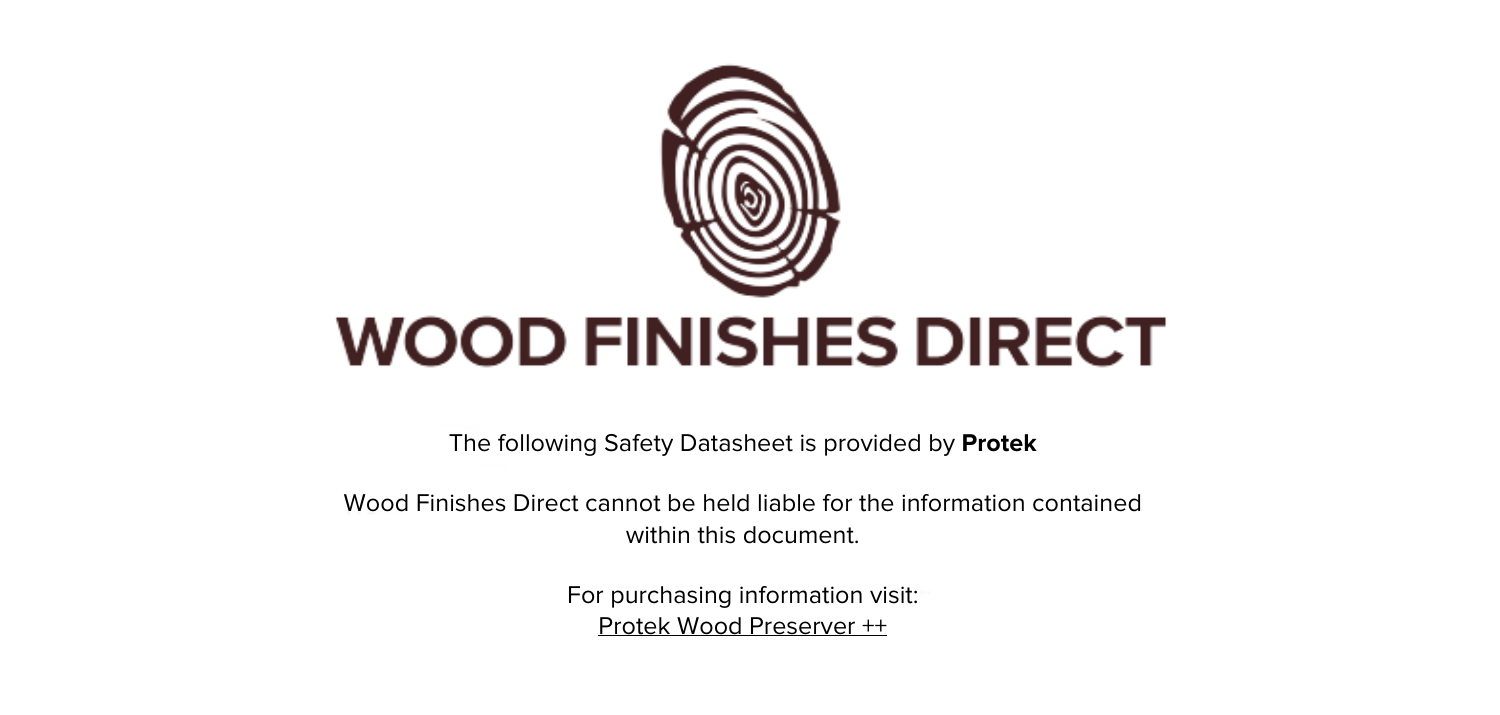# WOOD FINISHES DIRECT

The following Safety Datasheet is provided by **Protek**

Wood Finishes Direct cannot be held liable for the information contained within this document.

For purchasing information visit:
Protek Wood Preserver ++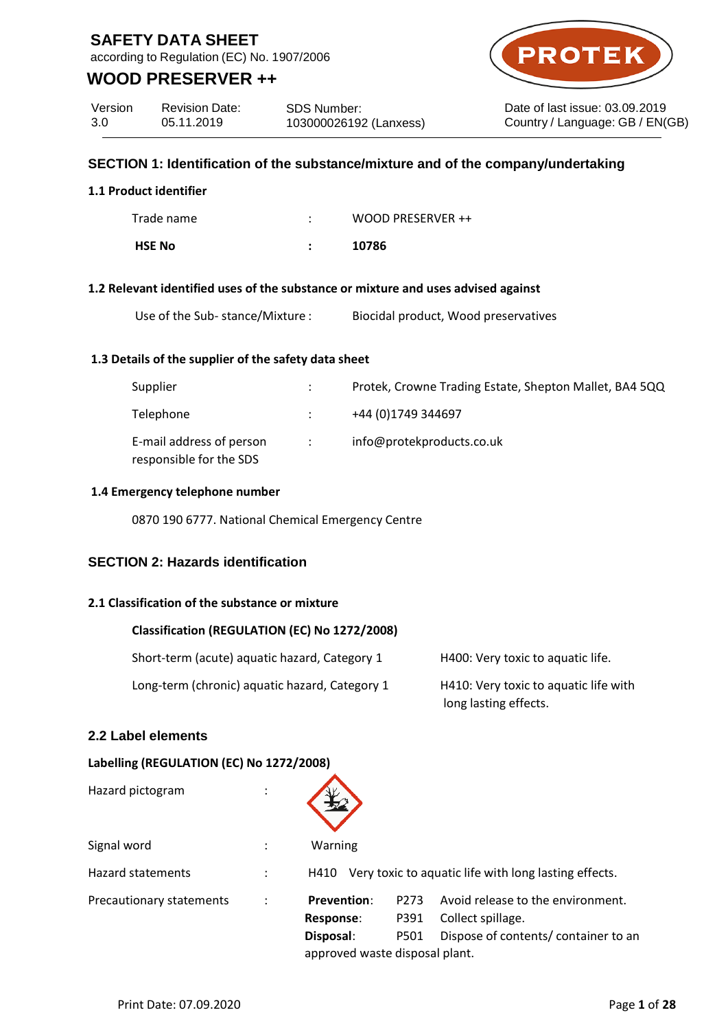# SAFETY DATA SHEET

according to Regulation (EC) No. 1907/2006

## WOOD PRESERVER ++

| Version | Revision Date: | SDS Number: | Date of last issue: 03.09.2019 |
|---|---|---|---|
| 3.0 | 05.11.2019 | 103000026192 (Lanxess) | Country / Language: GB / EN(GB) |

## SECTION 1: Identification of the substance/mixture and of the company/undertaking

### 1.1 Product identifier

Trade name : WOOD PRESERVER ++

**HSE No : 10786**

### 1.2 Relevant identified uses of the substance or mixture and uses advised against

Use of the Sub- stance/Mixture : Biocidal product, Wood preservatives

### 1.3 Details of the supplier of the safety data sheet

Supplier : Protek, Crowne Trading Estate, Shepton Mallet, BA4 5QQ

Telephone : +44 (0)1749 344697

E-mail address of person responsible for the SDS : info@protekproducts.co.uk

### 1.4 Emergency telephone number

0870 190 6777. National Chemical Emergency Centre

## SECTION 2: Hazards identification

### 2.1 Classification of the substance or mixture

**Classification (REGULATION (EC) No 1272/2008)**

| | |
|---|---|
| Short-term (acute) aquatic hazard, Category 1 | H400: Very toxic to aquatic life. |
| Long-term (chronic) aquatic hazard, Category 1 | H410: Very toxic to aquatic life with long lasting effects. |

### 2.2 Label elements

**Labelling (REGULATION (EC) No 1272/2008)**

Hazard pictogram :

Signal word : Warning

Hazard statements : H410 Very toxic to aquatic life with long lasting effects.

Precautionary statements :

**Prevention**: P273 Avoid release to the environment.
**Response**: P391 Collect spillage.
**Disposal**: P501 Dispose of contents/ container to an approved waste disposal plant.

Print Date: 07.09.2020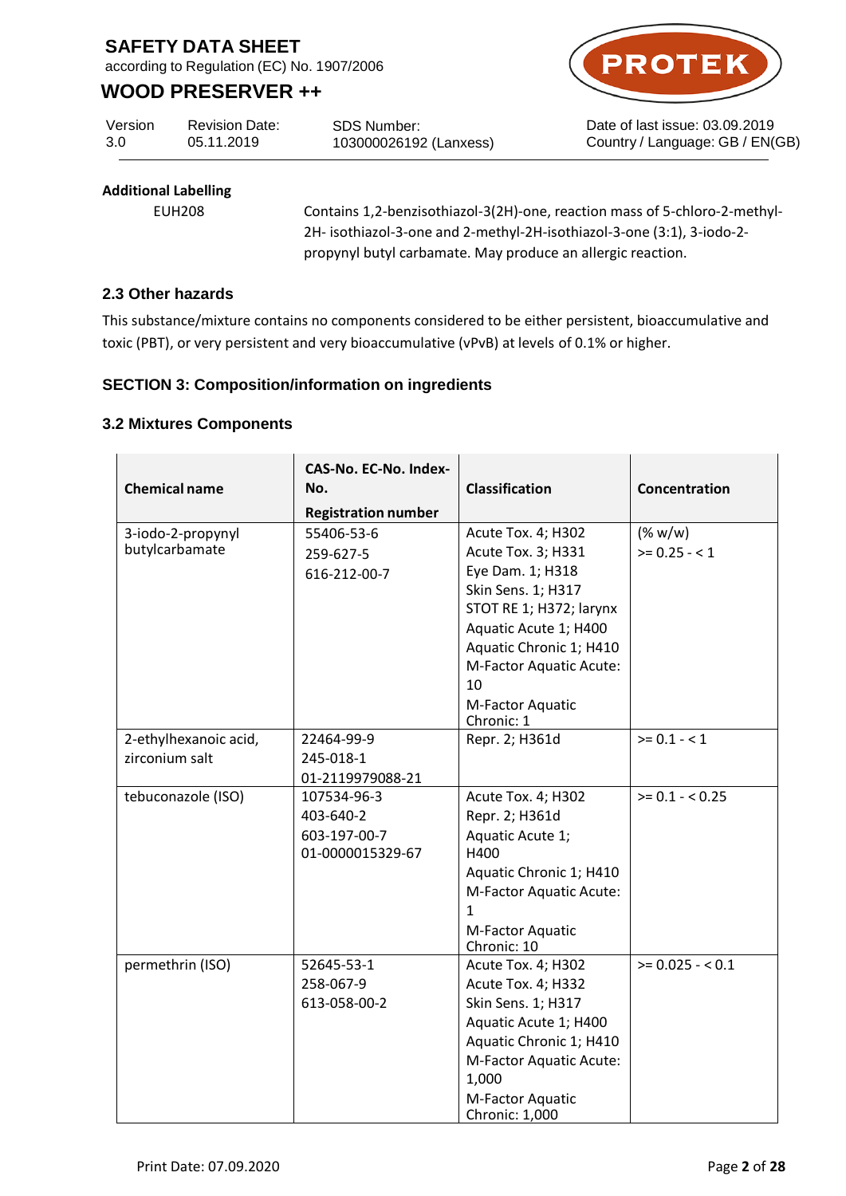**Additional Labelling**

EUH208 — Contains 1,2-benzisothiazol-3(2H)-one, reaction mass of 5-chloro-2-methyl-2H- isothiazol-3-one and 2-methyl-2H-isothiazol-3-one (3:1), 3-iodo-2-propynyl butyl carbamate. May produce an allergic reaction.

### 2.3 Other hazards

This substance/mixture contains no components considered to be either persistent, bioaccumulative and toxic (PBT), or very persistent and very bioaccumulative (vPvB) at levels of 0.1% or higher.

## SECTION 3: Composition/information on ingredients

### 3.2 Mixtures Components

| Chemical name | CAS-No. EC-No. Index-No. Registration number | Classification | Concentration |
|---|---|---|---|
| 3-iodo-2-propynyl butylcarbamate | 55406-53-6<br>259-627-5<br>616-212-00-7 | Acute Tox. 4; H302<br>Acute Tox. 3; H331<br>Eye Dam. 1; H318<br>Skin Sens. 1; H317<br>STOT RE 1; H372; larynx<br>Aquatic Acute 1; H400<br>Aquatic Chronic 1; H410<br>M-Factor Aquatic Acute: 10<br>M-Factor Aquatic Chronic: 1 | (% w/w)<br>>= 0.25 - < 1 |
| 2-ethylhexanoic acid, zirconium salt | 22464-99-9<br>245-018-1<br>01-2119979088-21 | Repr. 2; H361d | >= 0.1 - < 1 |
| tebuconazole (ISO) | 107534-96-3<br>403-640-2<br>603-197-00-7<br>01-0000015329-67 | Acute Tox. 4; H302<br>Repr. 2; H361d<br>Aquatic Acute 1; H400<br>Aquatic Chronic 1; H410<br>M-Factor Aquatic Acute: 1<br>M-Factor Aquatic Chronic: 10 | >= 0.1 - < 0.25 |
| permethrin (ISO) | 52645-53-1<br>258-067-9<br>613-058-00-2 | Acute Tox. 4; H302<br>Acute Tox. 4; H332<br>Skin Sens. 1; H317<br>Aquatic Acute 1; H400<br>Aquatic Chronic 1; H410<br>M-Factor Aquatic Acute: 1,000<br>M-Factor Aquatic Chronic: 1,000 | >= 0.025 - < 0.1 |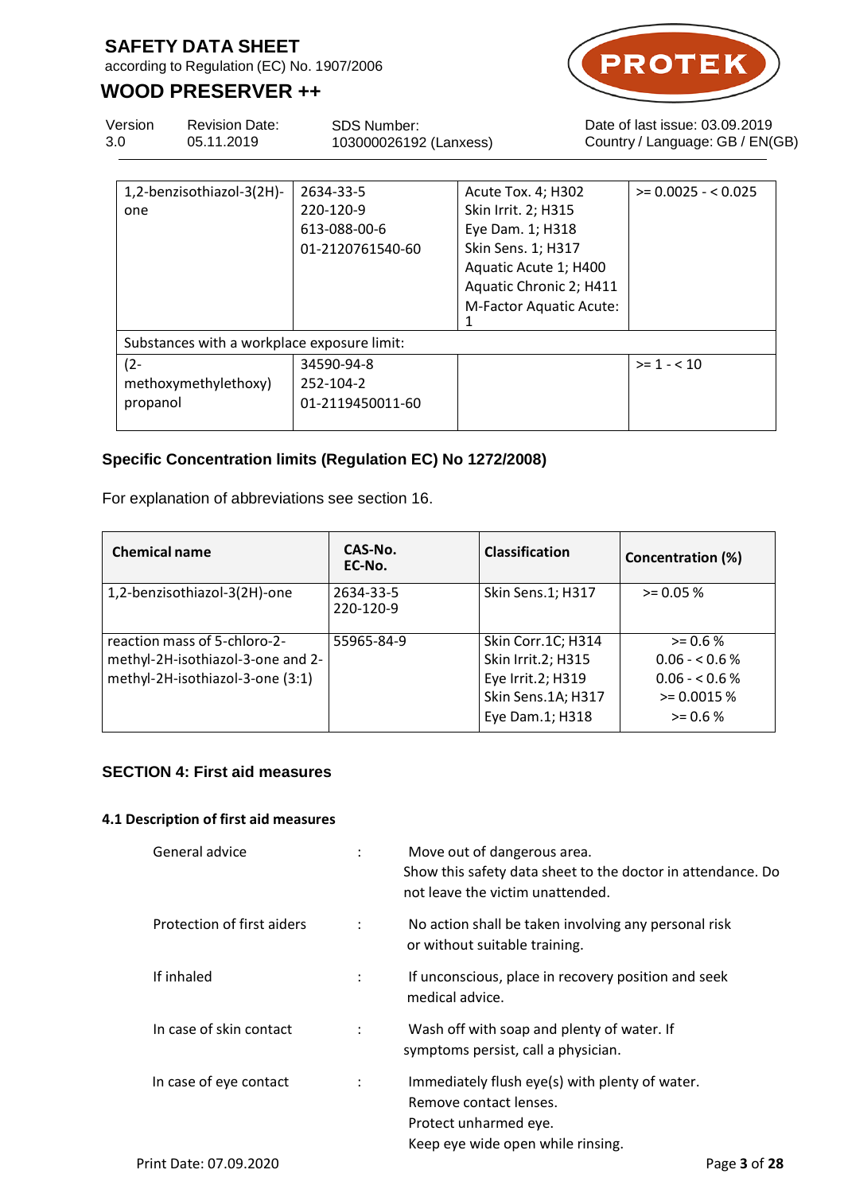| | | | |
|---|---|---|---|
| 1,2-benzisothiazol-3(2H)-one | 2634-33-5<br>220-120-9<br>613-088-00-6<br>01-2120761540-60 | Acute Tox. 4; H302<br>Skin Irrit. 2; H315<br>Eye Dam. 1; H318<br>Skin Sens. 1; H317<br>Aquatic Acute 1; H400<br>Aquatic Chronic 2; H411<br>M-Factor Aquatic Acute: 1 | >= 0.0025 - < 0.025 |
| Substances with a workplace exposure limit: | | | |
| (2-methoxymethylethoxy) propanol | 34590-94-8<br>252-104-2<br>01-2119450011-60 | | >= 1 - < 10 |

### Specific Concentration limits (Regulation EC) No 1272/2008)

For explanation of abbreviations see section 16.

| Chemical name | CAS-No.<br>EC-No. | Classification | Concentration (%) |
|---|---|---|---|
| 1,2-benzisothiazol-3(2H)-one | 2634-33-5<br>220-120-9 | Skin Sens.1; H317 | >= 0.05 % |
| reaction mass of 5-chloro-2-methyl-2H-isothiazol-3-one and 2-methyl-2H-isothiazol-3-one (3:1) | 55965-84-9 | Skin Corr.1C; H314<br>Skin Irrit.2; H315<br>Eye Irrit.2; H319<br>Skin Sens.1A; H317<br>Eye Dam.1; H318 | >= 0.6 %<br>0.06 - < 0.6 %<br>0.06 - < 0.6 %<br>>= 0.0015 %<br>>= 0.6 % |

## SECTION 4: First aid measures

### 4.1 Description of first aid measures

General advice : Move out of dangerous area.
Show this safety data sheet to the doctor in attendance. Do not leave the victim unattended.

Protection of first aiders : No action shall be taken involving any personal risk or without suitable training.

If inhaled : If unconscious, place in recovery position and seek medical advice.

In case of skin contact : Wash off with soap and plenty of water. If symptoms persist, call a physician.

In case of eye contact : Immediately flush eye(s) with plenty of water.
Remove contact lenses.
Protect unharmed eye.
Keep eye wide open while rinsing.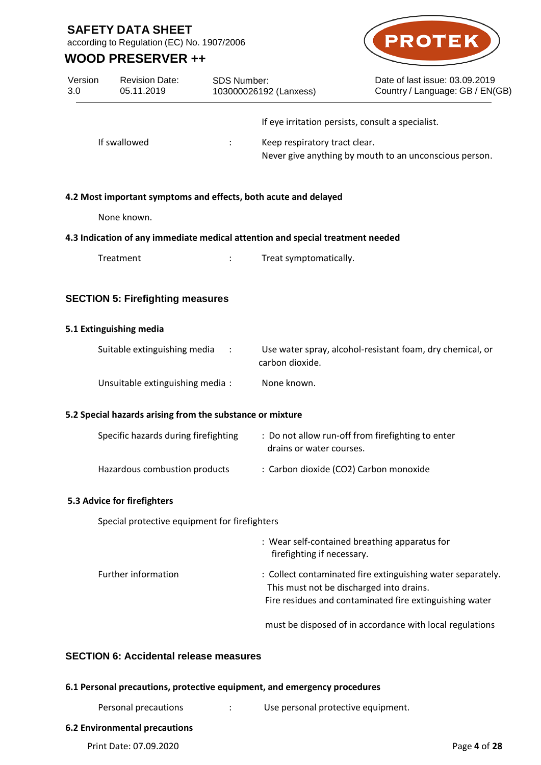| | | |
|---|---|---|
| | | If eye irritation persists, consult a specialist. |
| If swallowed | : | Keep respiratory tract clear.<br>Never give anything by mouth to an unconscious person. |

**4.2 Most important symptoms and effects, both acute and delayed**

None known.

**4.3 Indication of any immediate medical attention and special treatment needed**

| | | |
|---|---|---|
| Treatment | : | Treat symptomatically. |

## SECTION 5: Firefighting measures

**5.1 Extinguishing media**

| | | |
|---|---|---|
| Suitable extinguishing media | : | Use water spray, alcohol-resistant foam, dry chemical, or carbon dioxide. |
| Unsuitable extinguishing media | : | None known. |

**5.2 Special hazards arising from the substance or mixture**

| | | |
|---|---|---|
| Specific hazards during firefighting | : | Do not allow run-off from firefighting to enter drains or water courses. |
| Hazardous combustion products | : | Carbon dioxide ($CO_2$) Carbon monoxide |

**5.3 Advice for firefighters**

Special protective equipment for firefighters

| | | |
|---|---|---|
| | : | Wear self-contained breathing apparatus for firefighting if necessary. |
| Further information | : | Collect contaminated fire extinguishing water separately. This must not be discharged into drains.<br>Fire residues and contaminated fire extinguishing water must be disposed of in accordance with local regulations |

## SECTION 6: Accidental release measures

**6.1 Personal precautions, protective equipment, and emergency procedures**

| | | |
|---|---|---|
| Personal precautions | : | Use personal protective equipment. |

**6.2 Environmental precautions**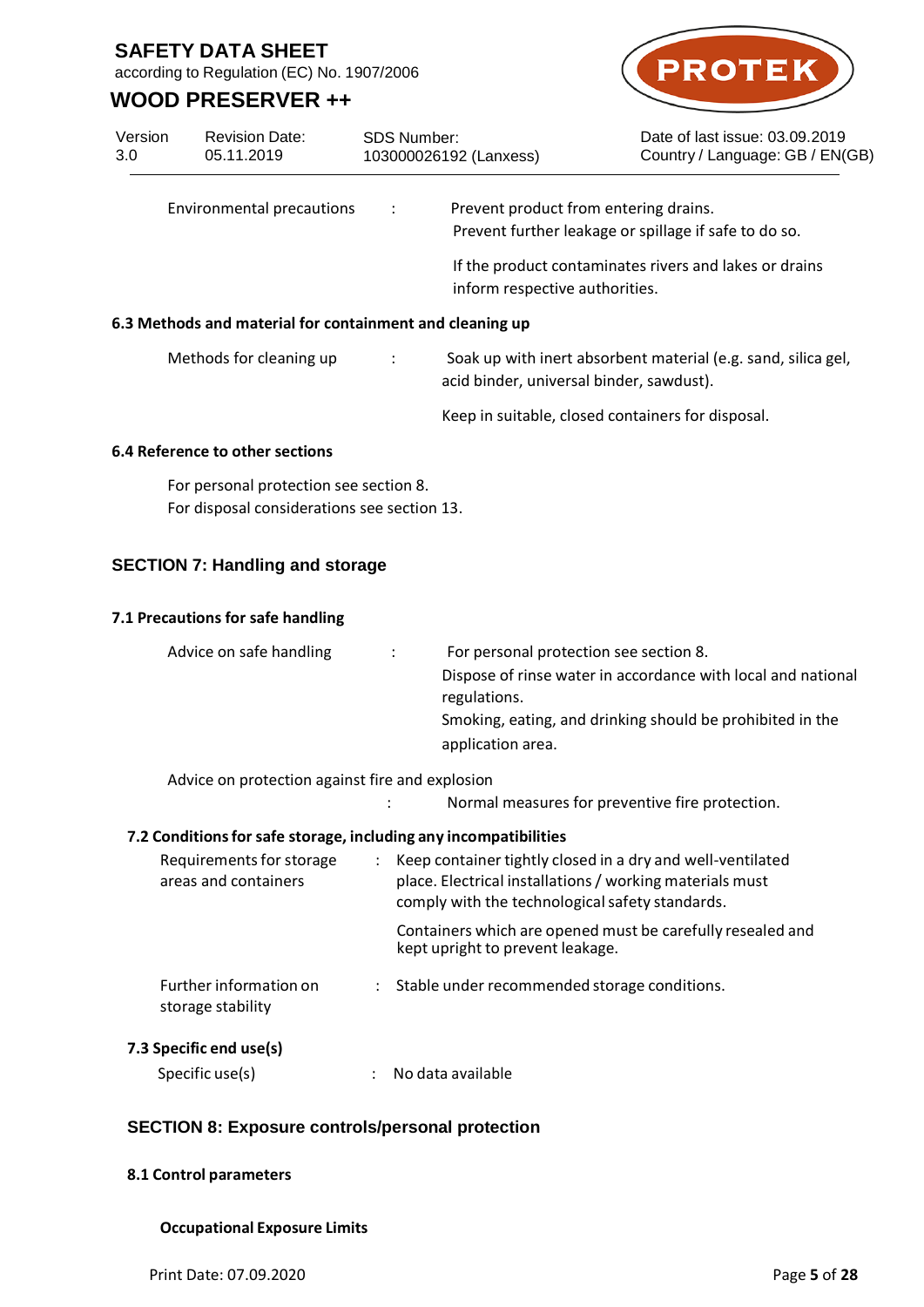| | | |
|---|---|---|
| Environmental precautions | : | Prevent product from entering drains.<br>Prevent further leakage or spillage if safe to do so.<br><br>If the product contaminates rivers and lakes or drains inform respective authorities. |

**6.3 Methods and material for containment and cleaning up**

| | | |
|---|---|---|
| Methods for cleaning up | : | Soak up with inert absorbent material (e.g. sand, silica gel, acid binder, universal binder, sawdust).<br><br>Keep in suitable, closed containers for disposal. |

**6.4 Reference to other sections**

For personal protection see section 8.
For disposal considerations see section 13.

## SECTION 7: Handling and storage

**7.1 Precautions for safe handling**

| | | |
|---|---|---|
| Advice on safe handling | : | For personal protection see section 8.<br>Dispose of rinse water in accordance with local and national regulations.<br>Smoking, eating, and drinking should be prohibited in the application area. |
| Advice on protection against fire and explosion | : | Normal measures for preventive fire protection. |

**7.2 Conditions for safe storage, including any incompatibilities**

| | | |
|---|---|---|
| Requirements for storage areas and containers | : | Keep container tightly closed in a dry and well-ventilated place. Electrical installations / working materials must comply with the technological safety standards.<br><br>Containers which are opened must be carefully resealed and kept upright to prevent leakage. |
| Further information on storage stability | : | Stable under recommended storage conditions. |

**7.3 Specific end use(s)**

| | | |
|---|---|---|
| Specific use(s) | : | No data available |

## SECTION 8: Exposure controls/personal protection

**8.1 Control parameters**

**Occupational Exposure Limits**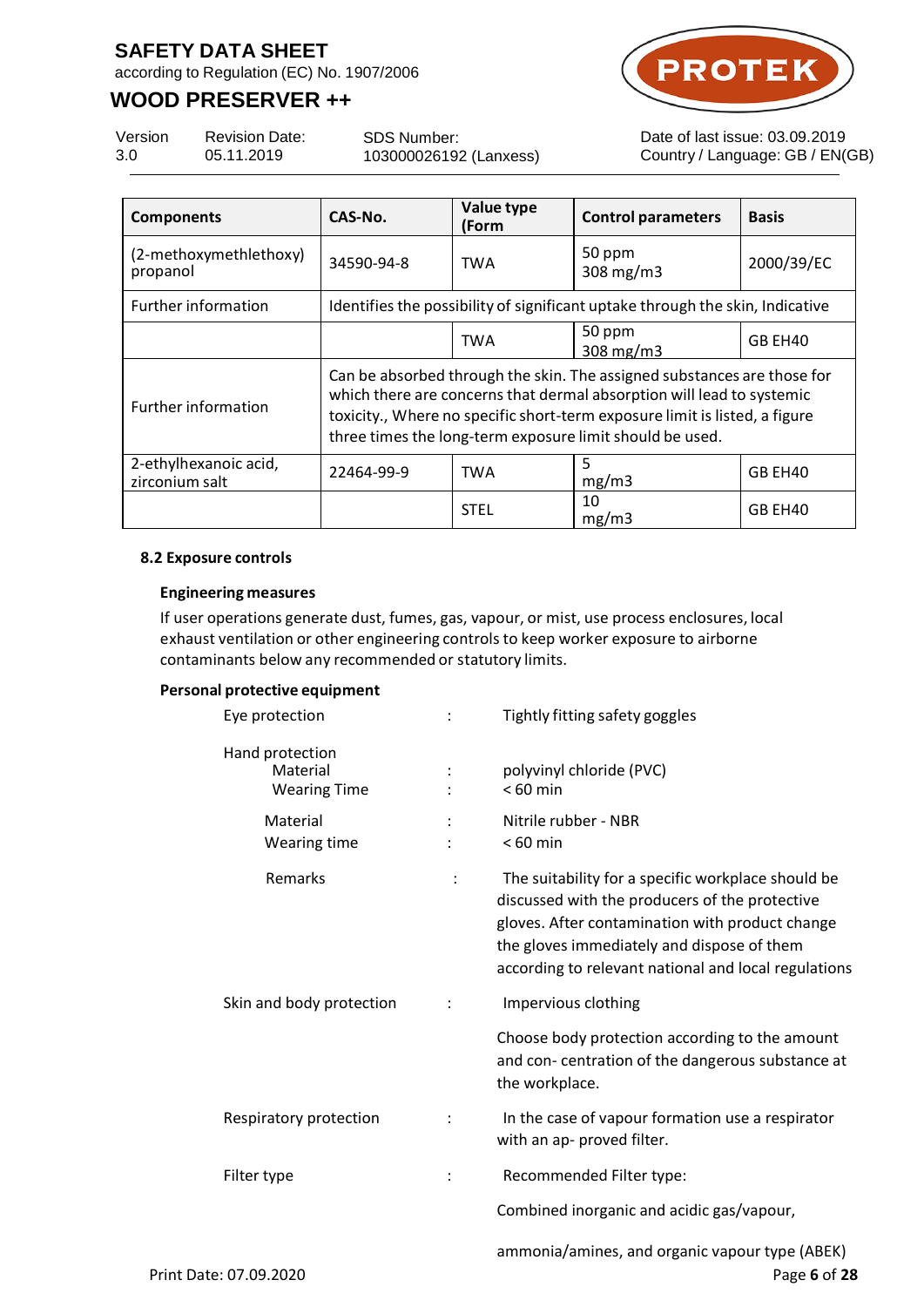| Components | CAS-No. | Value type (Form | Control parameters | Basis |
|---|---|---|---|---|
| (2-methoxymethlethoxy) propanol | 34590-94-8 | TWA | 50 ppm<br>308 mg/m3 | 2000/39/EC |
| Further information | Identifies the possibility of significant uptake through the skin, Indicative | | | |
| | | TWA | 50 ppm<br>308 mg/m3 | GB EH40 |
| Further information | Can be absorbed through the skin. The assigned substances are those for which there are concerns that dermal absorption will lead to systemic toxicity., Where no specific short-term exposure limit is listed, a figure three times the long-term exposure limit should be used. | | | |
| 2-ethylhexanoic acid, zirconium salt | 22464-99-9 | TWA | 5<br>mg/m3 | GB EH40 |
| | | STEL | 10<br>mg/m3 | GB EH40 |

**8.2 Exposure controls**

**Engineering measures**

If user operations generate dust, fumes, gas, vapour, or mist, use process enclosures, local exhaust ventilation or other engineering controls to keep worker exposure to airborne contaminants below any recommended or statutory limits.

**Personal protective equipment**

Eye protection : Tightly fitting safety goggles

Hand protection

- Material : polyvinyl chloride (PVC)
- Wearing Time : < 60 min
- Material : Nitrile rubber - NBR
- Wearing time : < 60 min
- Remarks : The suitability for a specific workplace should be discussed with the producers of the protective gloves. After contamination with product change the gloves immediately and dispose of them according to relevant national and local regulations

Skin and body protection : Impervious clothing

Choose body protection according to the amount and con- centration of the dangerous substance at the workplace.

Respiratory protection : In the case of vapour formation use a respirator with an ap- proved filter.

Filter type : Recommended Filter type:

Combined inorganic and acidic gas/vapour,

ammonia/amines, and organic vapour type (ABEK)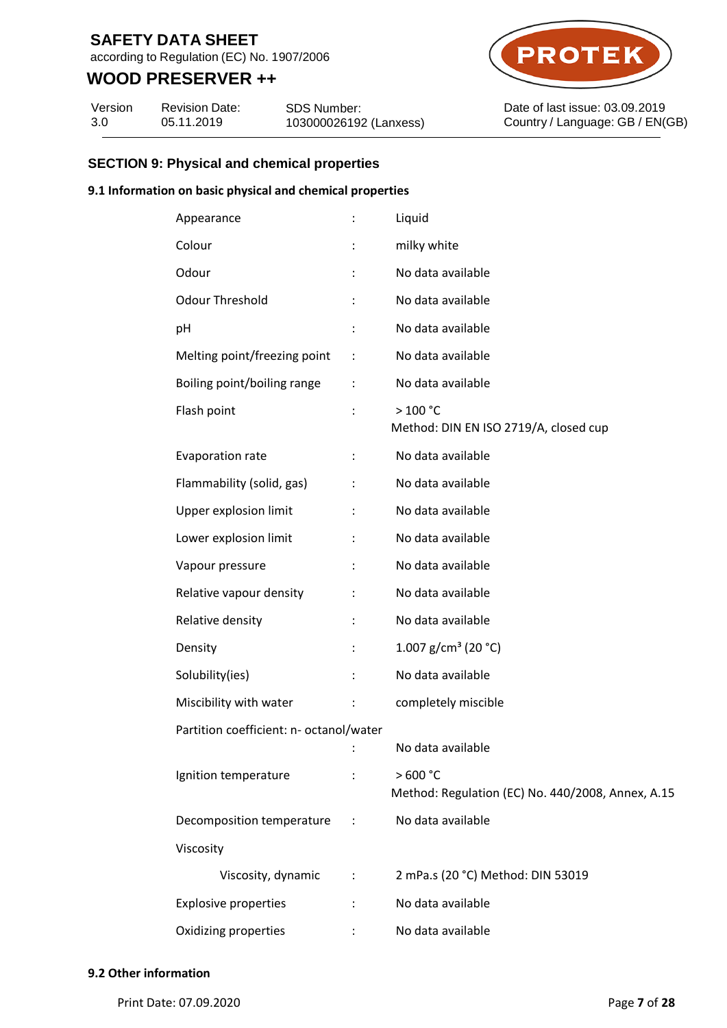## SECTION 9: Physical and chemical properties

### 9.1 Information on basic physical and chemical properties

| | | |
|---|---|---|
| Appearance | : | Liquid |
| Colour | : | milky white |
| Odour | : | No data available |
| Odour Threshold | : | No data available |
| pH | : | No data available |
| Melting point/freezing point | : | No data available |
| Boiling point/boiling range | : | No data available |
| Flash point | : | > 100 °C<br>Method: DIN EN ISO 2719/A, closed cup |
| Evaporation rate | : | No data available |
| Flammability (solid, gas) | : | No data available |
| Upper explosion limit | : | No data available |
| Lower explosion limit | : | No data available |
| Vapour pressure | : | No data available |
| Relative vapour density | : | No data available |
| Relative density | : | No data available |
| Density | : | 1.007 g/cm³ (20 °C) |
| Solubility(ies) | : | No data available |
| Miscibility with water | : | completely miscible |
| Partition coefficient: n- octanol/water | : | No data available |
| Ignition temperature | : | > 600 °C<br>Method: Regulation (EC) No. 440/2008, Annex, A.15 |
| Decomposition temperature | : | No data available |
| Viscosity | | |
| Viscosity, dynamic | : | 2 mPa.s (20 °C) Method: DIN 53019 |
| Explosive properties | : | No data available |
| Oxidizing properties | : | No data available |

### 9.2 Other information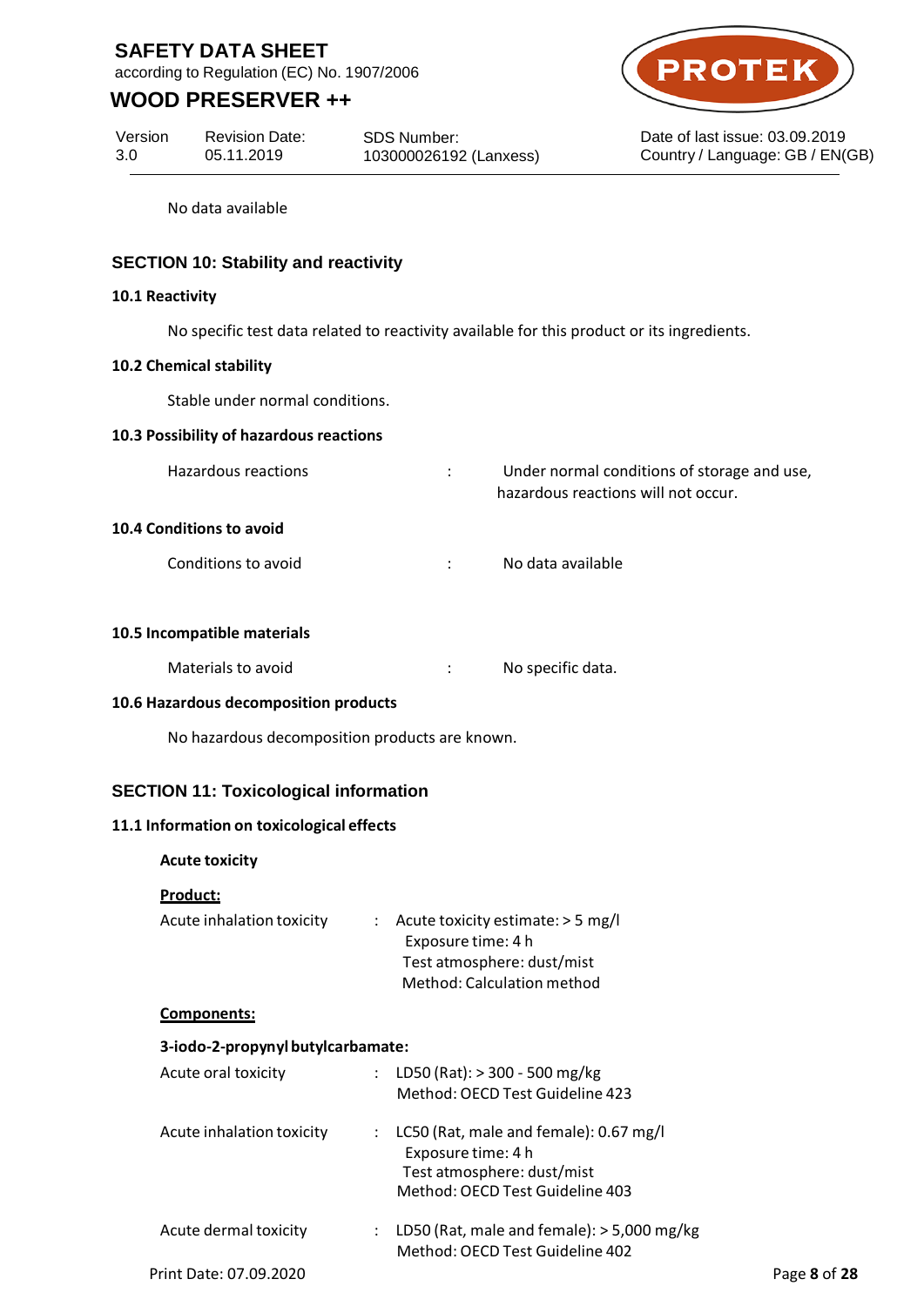No data available

## SECTION 10: Stability and reactivity

### 10.1 Reactivity

No specific test data related to reactivity available for this product or its ingredients.

### 10.2 Chemical stability

Stable under normal conditions.

### 10.3 Possibility of hazardous reactions

Hazardous reactions : Under normal conditions of storage and use, hazardous reactions will not occur.

### 10.4 Conditions to avoid

Conditions to avoid : No data available

### 10.5 Incompatible materials

Materials to avoid : No specific data.

### 10.6 Hazardous decomposition products

No hazardous decomposition products are known.

## SECTION 11: Toxicological information

### 11.1 Information on toxicological effects

**Acute toxicity**

**Product:**

Acute inhalation toxicity : Acute toxicity estimate: > 5 mg/l
Exposure time: 4 h
Test atmosphere: dust/mist
Method: Calculation method

**Components:**

**3-iodo-2-propynyl butylcarbamate:**

Acute oral toxicity : LD50 (Rat): > 300 - 500 mg/kg
Method: OECD Test Guideline 423

Acute inhalation toxicity : LC50 (Rat, male and female): 0.67 mg/l
Exposure time: 4 h
Test atmosphere: dust/mist
Method: OECD Test Guideline 403

Acute dermal toxicity : LD50 (Rat, male and female): > 5,000 mg/kg
Method: OECD Test Guideline 402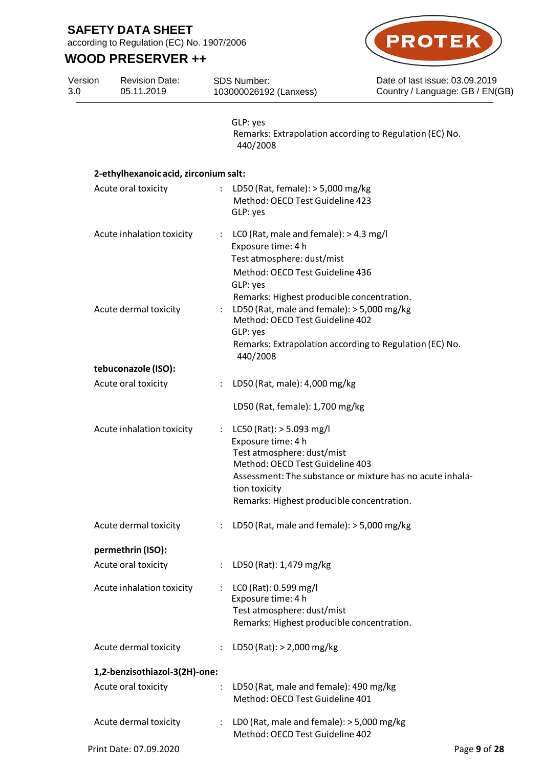GLP: yes
Remarks: Extrapolation according to Regulation (EC) No. 440/2008

**2-ethylhexanoic acid, zirconium salt:**

| | | |
|---|---|---|
| Acute oral toxicity | : | LD50 (Rat, female): > 5,000 mg/kg<br>Method: OECD Test Guideline 423<br>GLP: yes |
| Acute inhalation toxicity | : | LC0 (Rat, male and female): > 4.3 mg/l<br>Exposure time: 4 h<br>Test atmosphere: dust/mist<br>Method: OECD Test Guideline 436<br>GLP: yes<br>Remarks: Highest producible concentration. |
| Acute dermal toxicity | : | LD50 (Rat, male and female): > 5,000 mg/kg<br>Method: OECD Test Guideline 402<br>GLP: yes<br>Remarks: Extrapolation according to Regulation (EC) No. 440/2008 |

**tebuconazole (ISO):**

| | | |
|---|---|---|
| Acute oral toxicity | : | LD50 (Rat, male): 4,000 mg/kg<br><br>LD50 (Rat, female): 1,700 mg/kg |
| Acute inhalation toxicity | : | LC50 (Rat): > 5.093 mg/l<br>Exposure time: 4 h<br>Test atmosphere: dust/mist<br>Method: OECD Test Guideline 403<br>Assessment: The substance or mixture has no acute inhalation toxicity<br>Remarks: Highest producible concentration. |
| Acute dermal toxicity | : | LD50 (Rat, male and female): > 5,000 mg/kg |

**permethrin (ISO):**

| | | |
|---|---|---|
| Acute oral toxicity | : | LD50 (Rat): 1,479 mg/kg |
| Acute inhalation toxicity | : | LC0 (Rat): 0.599 mg/l<br>Exposure time: 4 h<br>Test atmosphere: dust/mist<br>Remarks: Highest producible concentration. |
| Acute dermal toxicity | : | LD50 (Rat): > 2,000 mg/kg |

**1,2-benzisothiazol-3(2H)-one:**

| | | |
|---|---|---|
| Acute oral toxicity | : | LD50 (Rat, male and female): 490 mg/kg<br>Method: OECD Test Guideline 401 |
| Acute dermal toxicity | : | LD0 (Rat, male and female): > 5,000 mg/kg<br>Method: OECD Test Guideline 402 |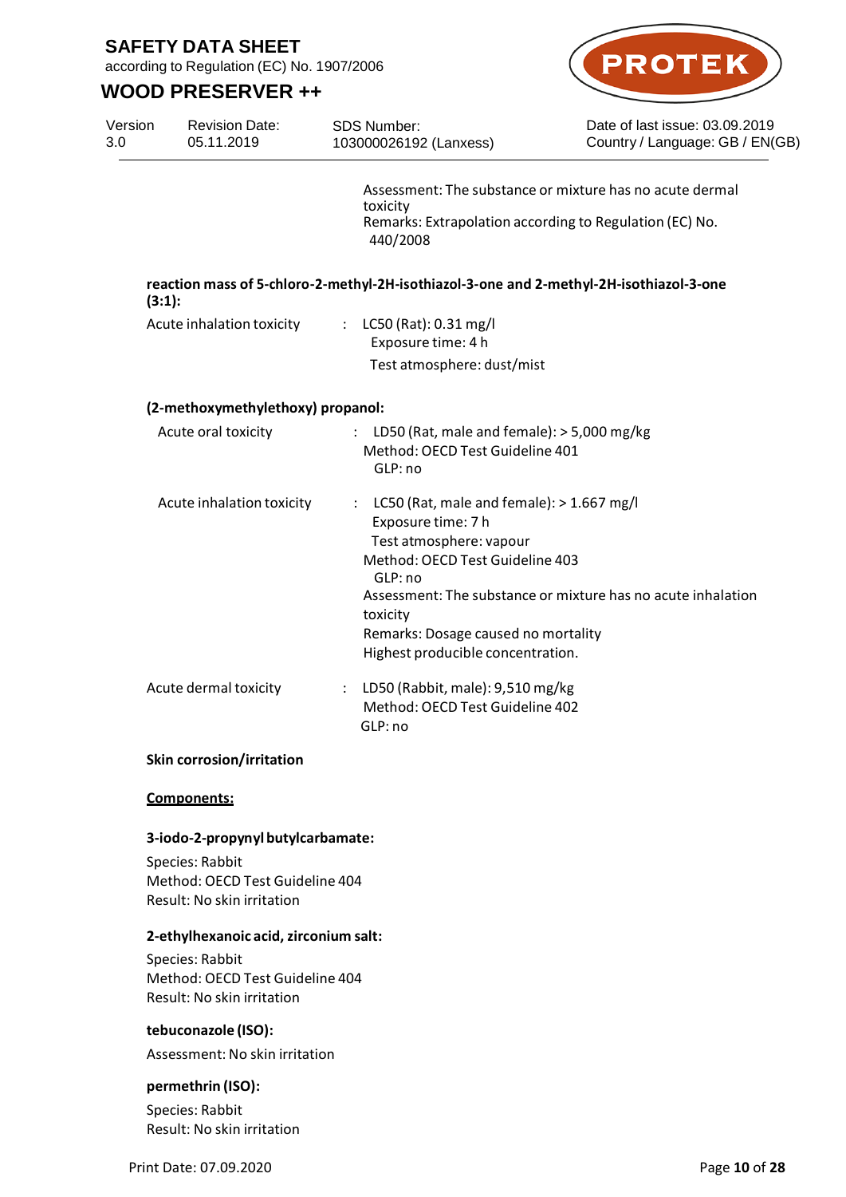Assessment: The substance or mixture has no acute dermal toxicity
Remarks: Extrapolation according to Regulation (EC) No. 440/2008

**reaction mass of 5-chloro-2-methyl-2H-isothiazol-3-one and 2-methyl-2H-isothiazol-3-one (3:1):**

| | | |
|---|---|---|
| Acute inhalation toxicity | : | LC50 (Rat): 0.31 mg/l<br>Exposure time: 4 h<br>Test atmosphere: dust/mist |

**(2-methoxymethylethoxy) propanol:**

| | | |
|---|---|---|
| Acute oral toxicity | : | LD50 (Rat, male and female): > 5,000 mg/kg<br>Method: OECD Test Guideline 401<br>GLP: no |
| Acute inhalation toxicity | : | LC50 (Rat, male and female): > 1.667 mg/l<br>Exposure time: 7 h<br>Test atmosphere: vapour<br>Method: OECD Test Guideline 403<br>GLP: no<br>Assessment: The substance or mixture has no acute inhalation toxicity<br>Remarks: Dosage caused no mortality<br>Highest producible concentration. |
| Acute dermal toxicity | : | LD50 (Rabbit, male): 9,510 mg/kg<br>Method: OECD Test Guideline 402<br>GLP: no |

**Skin corrosion/irritation**

**Components:**

**3-iodo-2-propynyl butylcarbamate:**

Species: Rabbit
Method: OECD Test Guideline 404
Result: No skin irritation

**2-ethylhexanoic acid, zirconium salt:**

Species: Rabbit
Method: OECD Test Guideline 404
Result: No skin irritation

**tebuconazole (ISO):**

Assessment: No skin irritation

**permethrin (ISO):**

Species: Rabbit
Result: No skin irritation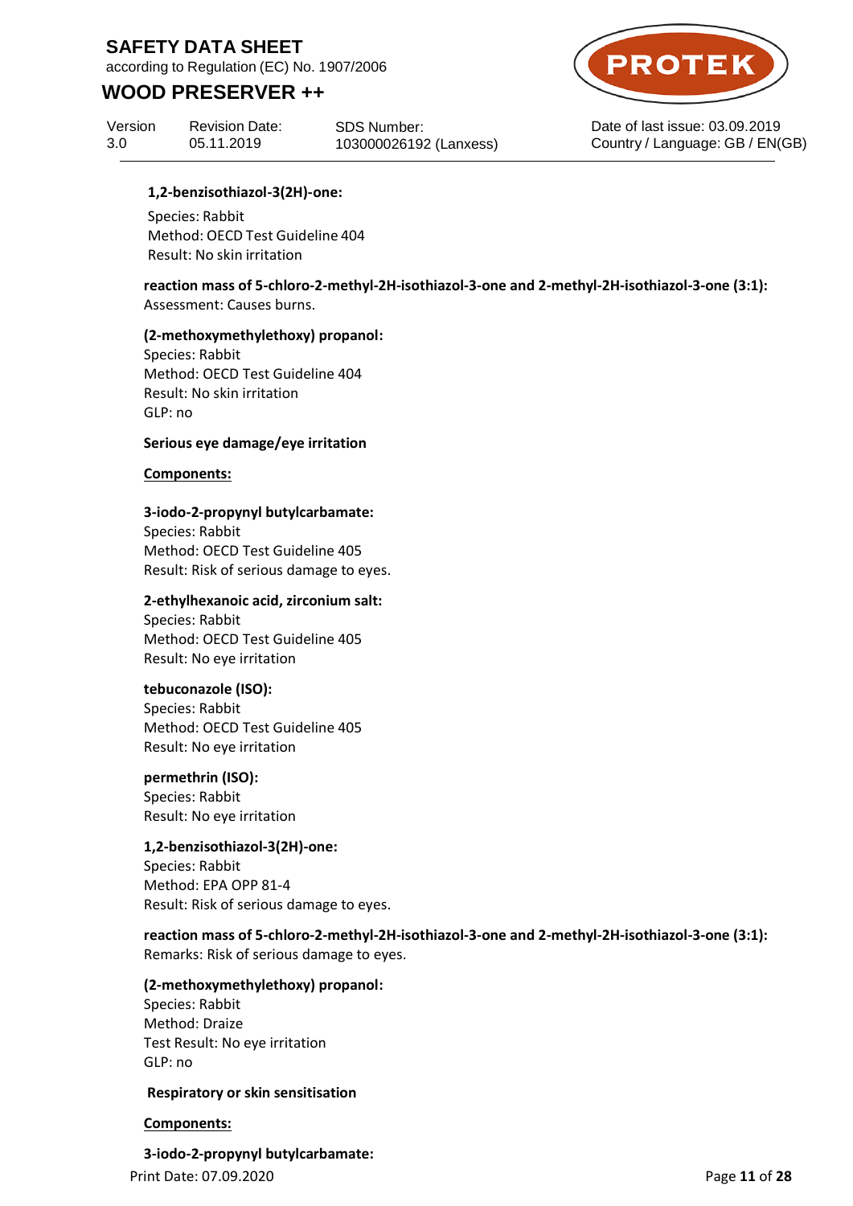**1,2-benzisothiazol-3(2H)-one:**

Species: Rabbit
Method: OECD Test Guideline 404
Result: No skin irritation

**reaction mass of 5-chloro-2-methyl-2H-isothiazol-3-one and 2-methyl-2H-isothiazol-3-one (3:1):**
Assessment: Causes burns.

**(2-methoxymethylethoxy) propanol:**
Species: Rabbit
Method: OECD Test Guideline 404
Result: No skin irritation
GLP: no

**Serious eye damage/eye irritation**

**Components:**

**3-iodo-2-propynyl butylcarbamate:**
Species: Rabbit
Method: OECD Test Guideline 405
Result: Risk of serious damage to eyes.

**2-ethylhexanoic acid, zirconium salt:**
Species: Rabbit
Method: OECD Test Guideline 405
Result: No eye irritation

**tebuconazole (ISO):**
Species: Rabbit
Method: OECD Test Guideline 405
Result: No eye irritation

**permethrin (ISO):**
Species: Rabbit
Result: No eye irritation

**1,2-benzisothiazol-3(2H)-one:**
Species: Rabbit
Method: EPA OPP 81-4
Result: Risk of serious damage to eyes.

**reaction mass of 5-chloro-2-methyl-2H-isothiazol-3-one and 2-methyl-2H-isothiazol-3-one (3:1):**
Remarks: Risk of serious damage to eyes.

**(2-methoxymethylethoxy) propanol:**
Species: Rabbit
Method: Draize
Test Result: No eye irritation
GLP: no

**Respiratory or skin sensitisation**

**Components:**

**3-iodo-2-propynyl butylcarbamate:**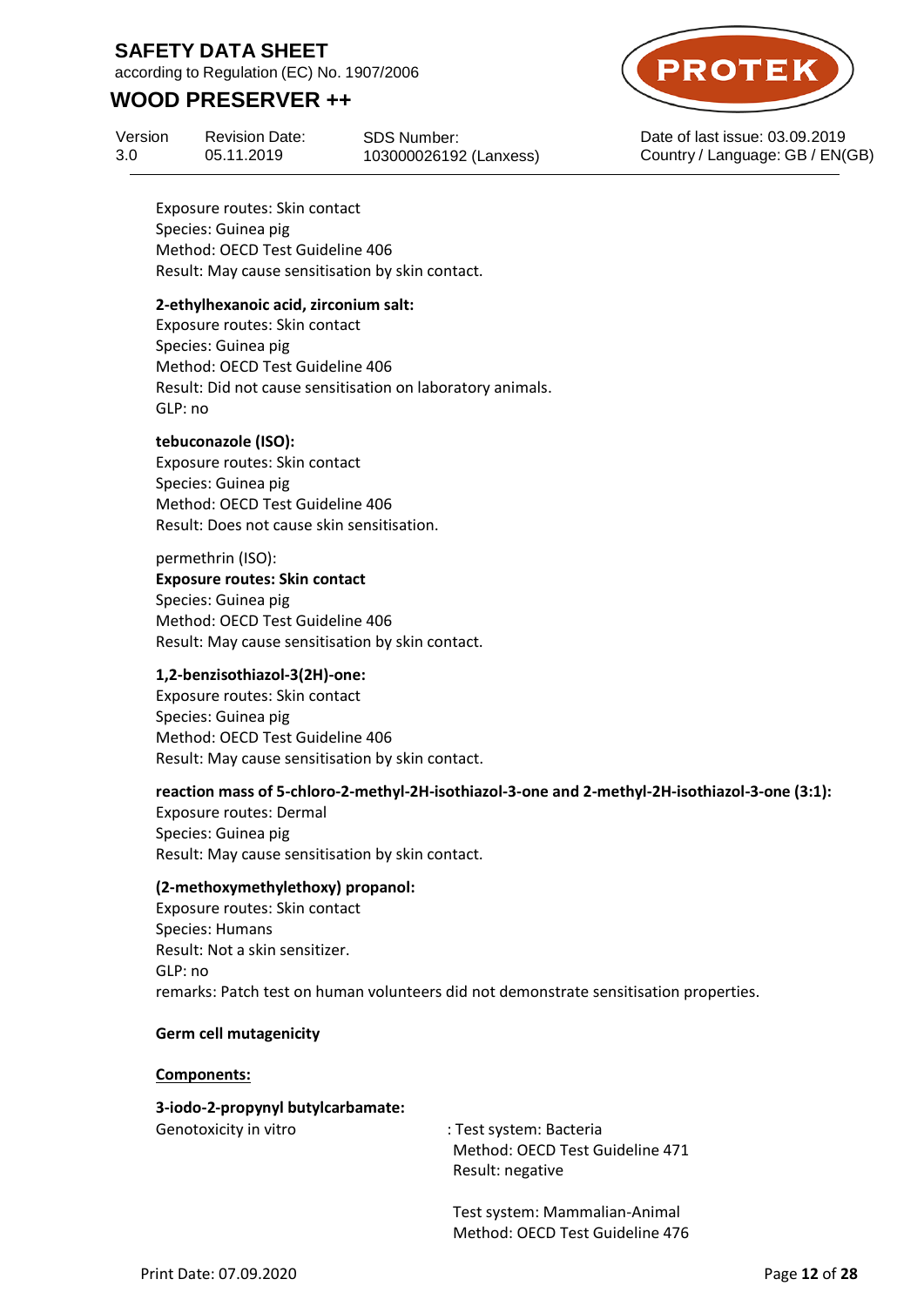Exposure routes: Skin contact
Species: Guinea pig
Method: OECD Test Guideline 406
Result: May cause sensitisation by skin contact.

**2-ethylhexanoic acid, zirconium salt:**
Exposure routes: Skin contact
Species: Guinea pig
Method: OECD Test Guideline 406
Result: Did not cause sensitisation on laboratory animals.
GLP: no

**tebuconazole (ISO):**
Exposure routes: Skin contact
Species: Guinea pig
Method: OECD Test Guideline 406
Result: Does not cause skin sensitisation.

permethrin (ISO):
**Exposure routes: Skin contact**
Species: Guinea pig
Method: OECD Test Guideline 406
Result: May cause sensitisation by skin contact.

**1,2-benzisothiazol-3(2H)-one:**
Exposure routes: Skin contact
Species: Guinea pig
Method: OECD Test Guideline 406
Result: May cause sensitisation by skin contact.

**reaction mass of 5-chloro-2-methyl-2H-isothiazol-3-one and 2-methyl-2H-isothiazol-3-one (3:1):**
Exposure routes: Dermal
Species: Guinea pig
Result: May cause sensitisation by skin contact.

**(2-methoxymethylethoxy) propanol:**
Exposure routes: Skin contact
Species: Humans
Result: Not a skin sensitizer.
GLP: no
remarks: Patch test on human volunteers did not demonstrate sensitisation properties.

**Germ cell mutagenicity**

**Components:**

**3-iodo-2-propynyl butylcarbamate:**

Genotoxicity in vitro : Test system: Bacteria
Method: OECD Test Guideline 471
Result: negative

Test system: Mammalian-Animal
Method: OECD Test Guideline 476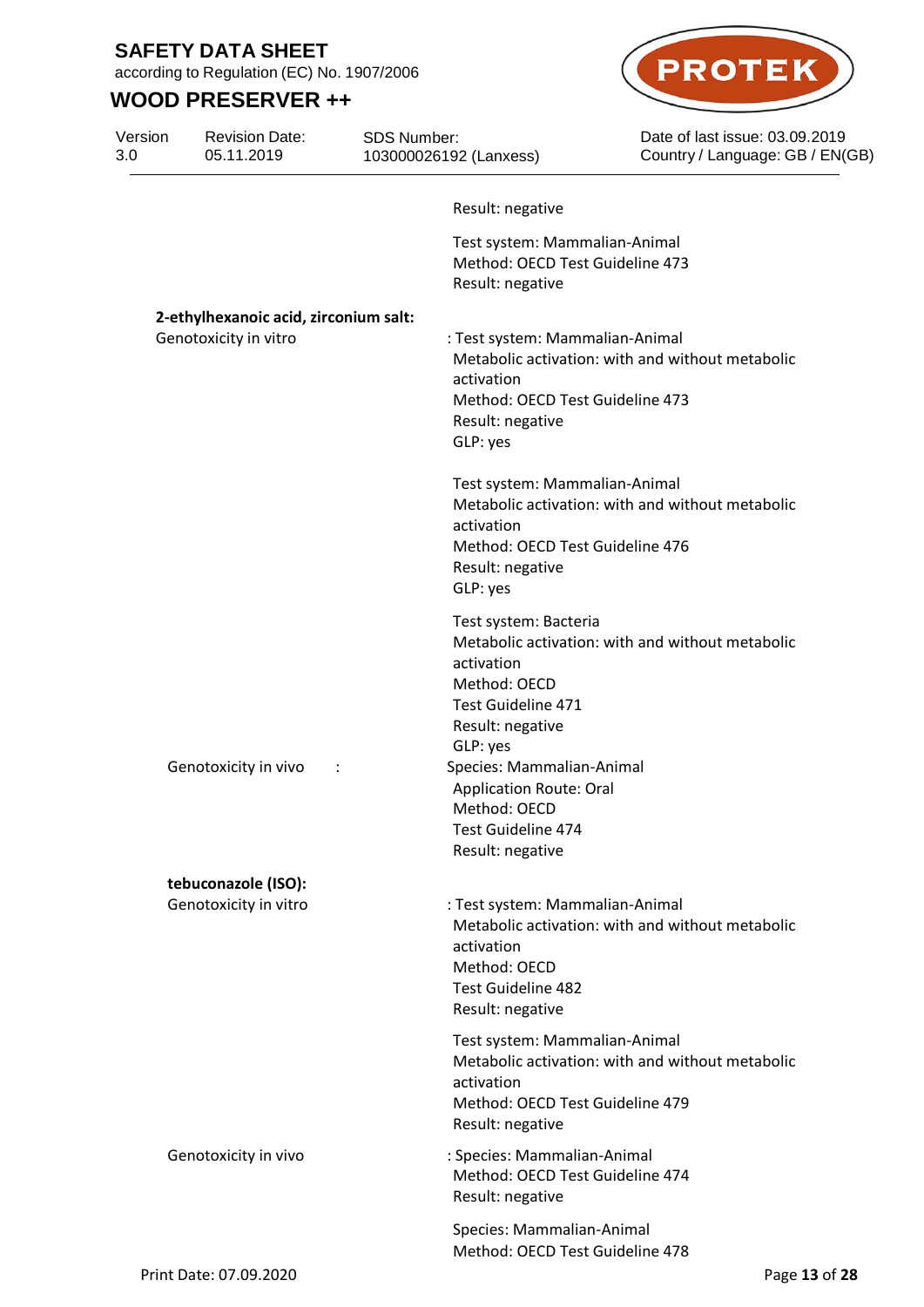Result: negative

Test system: Mammalian-Animal
Method: OECD Test Guideline 473
Result: negative

**2-ethylhexanoic acid, zirconium salt:**

Genotoxicity in vitro : Test system: Mammalian-Animal
Metabolic activation: with and without metabolic activation
Method: OECD Test Guideline 473
Result: negative
GLP: yes

Test system: Mammalian-Animal
Metabolic activation: with and without metabolic activation
Method: OECD Test Guideline 476
Result: negative
GLP: yes

Test system: Bacteria
Metabolic activation: with and without metabolic activation
Method: OECD
Test Guideline 471
Result: negative
GLP: yes

Genotoxicity in vivo : Species: Mammalian-Animal
Application Route: Oral
Method: OECD
Test Guideline 474
Result: negative

**tebuconazole (ISO):**

Genotoxicity in vitro : Test system: Mammalian-Animal
Metabolic activation: with and without metabolic activation
Method: OECD
Test Guideline 482
Result: negative

Test system: Mammalian-Animal
Metabolic activation: with and without metabolic activation
Method: OECD Test Guideline 479
Result: negative

Genotoxicity in vivo : Species: Mammalian-Animal
Method: OECD Test Guideline 474
Result: negative

Species: Mammalian-Animal
Method: OECD Test Guideline 478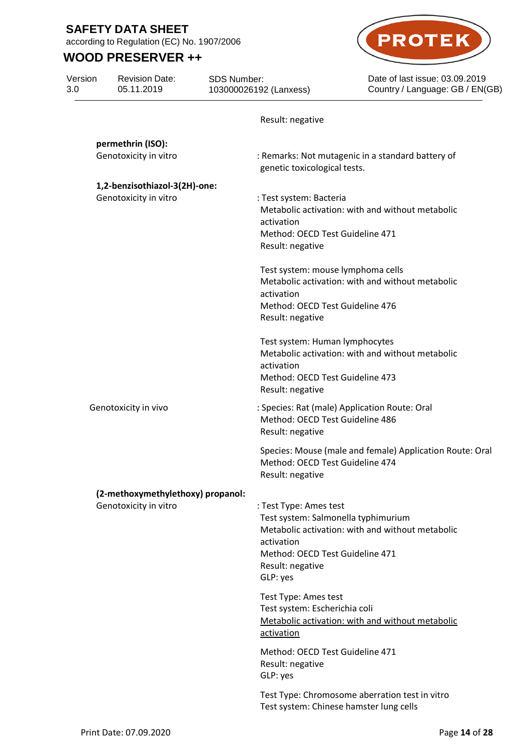Result: negative

**permethrin (ISO):**

Genotoxicity in vitro : Remarks: Not mutagenic in a standard battery of genetic toxicological tests.

**1,2-benzisothiazol-3(2H)-one:**

Genotoxicity in vitro : Test system: Bacteria
Metabolic activation: with and without metabolic activation
Method: OECD Test Guideline 471
Result: negative

Test system: mouse lymphoma cells
Metabolic activation: with and without metabolic activation
Method: OECD Test Guideline 476
Result: negative

Test system: Human lymphocytes
Metabolic activation: with and without metabolic activation
Method: OECD Test Guideline 473
Result: negative

Genotoxicity in vivo : Species: Rat (male) Application Route: Oral
Method: OECD Test Guideline 486
Result: negative

Species: Mouse (male and female) Application Route: Oral
Method: OECD Test Guideline 474
Result: negative

**(2-methoxymethylethoxy) propanol:**

Genotoxicity in vitro : Test Type: Ames test
Test system: Salmonella typhimurium
Metabolic activation: with and without metabolic activation
Method: OECD Test Guideline 471
Result: negative
GLP: yes

Test Type: Ames test
Test system: Escherichia coli
Metabolic activation: with and without metabolic activation

Method: OECD Test Guideline 471
Result: negative
GLP: yes

Test Type: Chromosome aberration test in vitro
Test system: Chinese hamster lung cells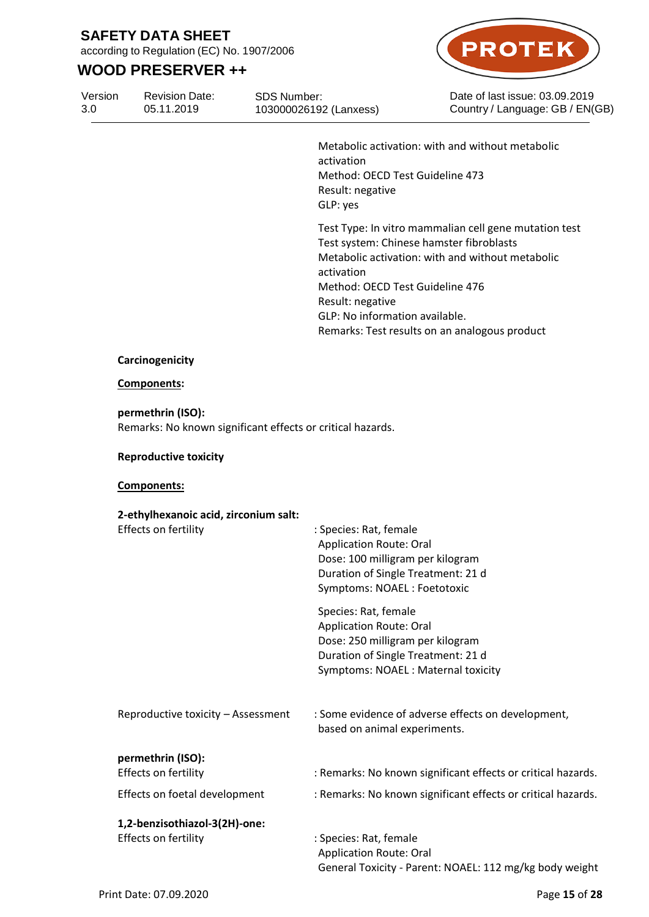Metabolic activation: with and without metabolic activation
Method: OECD Test Guideline 473
Result: negative
GLP: yes

Test Type: In vitro mammalian cell gene mutation test
Test system: Chinese hamster fibroblasts
Metabolic activation: with and without metabolic activation
Method: OECD Test Guideline 476
Result: negative
GLP: No information available.
Remarks: Test results on an analogous product

**Carcinogenicity**

**Components:**

**permethrin (ISO):**
Remarks: No known significant effects or critical hazards.

**Reproductive toxicity**

**Components:**

**2-ethylhexanoic acid, zirconium salt:**

Effects on fertility : Species: Rat, female
Application Route: Oral
Dose: 100 milligram per kilogram
Duration of Single Treatment: 21 d
Symptoms: NOAEL : Foetotoxic

Species: Rat, female
Application Route: Oral
Dose: 250 milligram per kilogram
Duration of Single Treatment: 21 d
Symptoms: NOAEL : Maternal toxicity

Reproductive toxicity – Assessment : Some evidence of adverse effects on development, based on animal experiments.

**permethrin (ISO):**

Effects on fertility : Remarks: No known significant effects or critical hazards.

Effects on foetal development : Remarks: No known significant effects or critical hazards.

**1,2-benzisothiazol-3(2H)-one:**

Effects on fertility : Species: Rat, female
Application Route: Oral
General Toxicity - Parent: NOAEL: 112 mg/kg body weight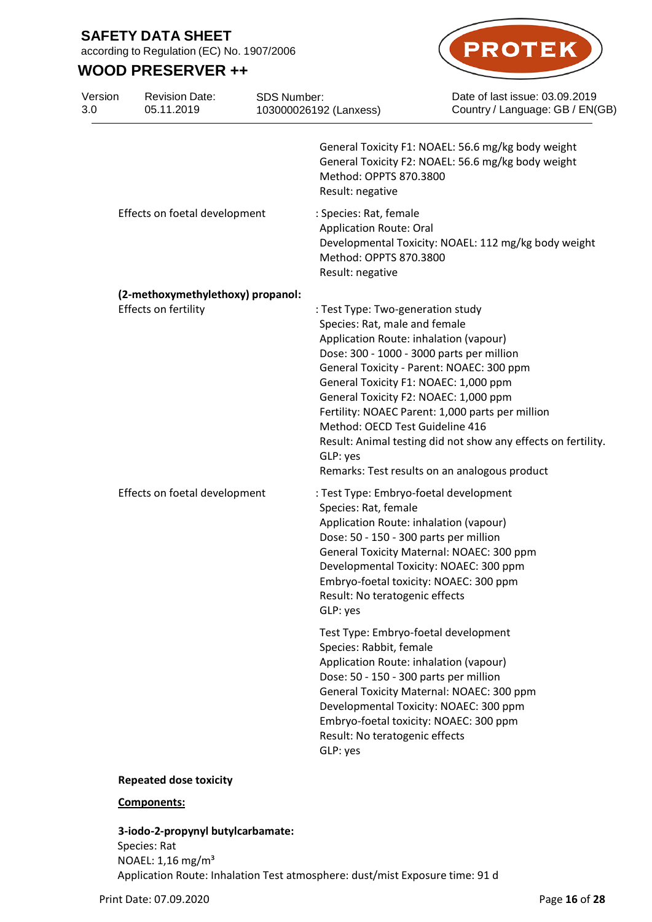General Toxicity F1: NOAEL: 56.6 mg/kg body weight
General Toxicity F2: NOAEL: 56.6 mg/kg body weight
Method: OPPTS 870.3800
Result: negative

| | |
|---|---|
| Effects on foetal development | : Species: Rat, female<br>Application Route: Oral<br>Developmental Toxicity: NOAEL: 112 mg/kg body weight<br>Method: OPPTS 870.3800<br>Result: negative |

**(2-methoxymethylethoxy) propanol:**

| | |
|---|---|
| Effects on fertility | : Test Type: Two-generation study<br>Species: Rat, male and female<br>Application Route: inhalation (vapour)<br>Dose: 300 - 1000 - 3000 parts per million<br>General Toxicity - Parent: NOAEC: 300 ppm<br>General Toxicity F1: NOAEC: 1,000 ppm<br>General Toxicity F2: NOAEC: 1,000 ppm<br>Fertility: NOAEC Parent: 1,000 parts per million<br>Method: OECD Test Guideline 416<br>Result: Animal testing did not show any effects on fertility.<br>GLP: yes<br>Remarks: Test results on an analogous product |
| Effects on foetal development | : Test Type: Embryo-foetal development<br>Species: Rat, female<br>Application Route: inhalation (vapour)<br>Dose: 50 - 150 - 300 parts per million<br>General Toxicity Maternal: NOAEC: 300 ppm<br>Developmental Toxicity: NOAEC: 300 ppm<br>Embryo-foetal toxicity: NOAEC: 300 ppm<br>Result: No teratogenic effects<br>GLP: yes |
| | Test Type: Embryo-foetal development<br>Species: Rabbit, female<br>Application Route: inhalation (vapour)<br>Dose: 50 - 150 - 300 parts per million<br>General Toxicity Maternal: NOAEC: 300 ppm<br>Developmental Toxicity: NOAEC: 300 ppm<br>Embryo-foetal toxicity: NOAEC: 300 ppm<br>Result: No teratogenic effects<br>GLP: yes |

**Repeated dose toxicity**

**Components:**

**3-iodo-2-propynyl butylcarbamate:**
Species: Rat
NOAEL: 1,16 mg/m³
Application Route: Inhalation Test atmosphere: dust/mist Exposure time: 91 d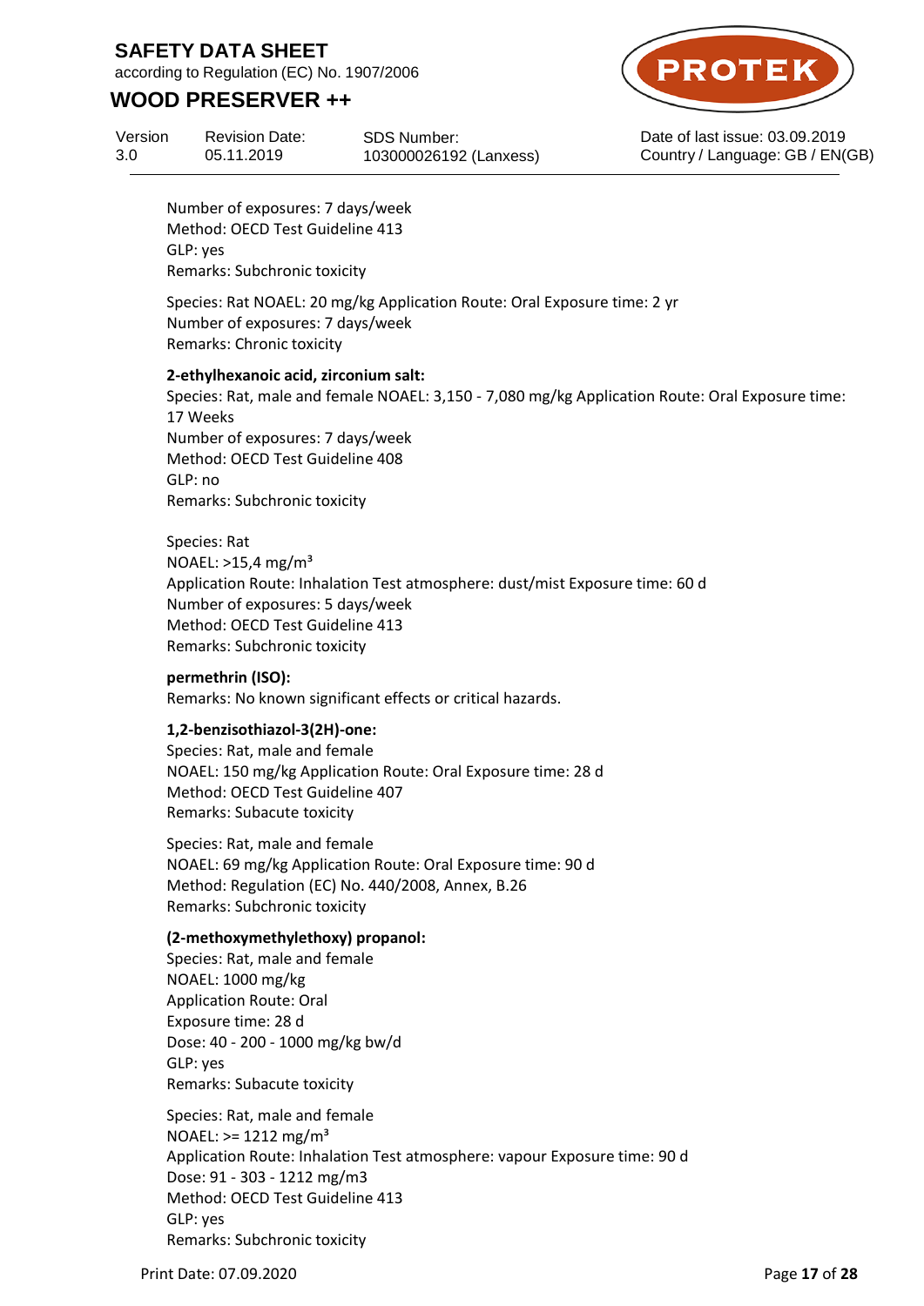Number of exposures: 7 days/week
Method: OECD Test Guideline 413
GLP: yes
Remarks: Subchronic toxicity

Species: Rat NOAEL: 20 mg/kg Application Route: Oral Exposure time: 2 yr
Number of exposures: 7 days/week
Remarks: Chronic toxicity

**2-ethylhexanoic acid, zirconium salt:**
Species: Rat, male and female NOAEL: 3,150 - 7,080 mg/kg Application Route: Oral Exposure time: 17 Weeks
Number of exposures: 7 days/week
Method: OECD Test Guideline 408
GLP: no
Remarks: Subchronic toxicity

Species: Rat
NOAEL: >15,4 mg/m³
Application Route: Inhalation Test atmosphere: dust/mist Exposure time: 60 d
Number of exposures: 5 days/week
Method: OECD Test Guideline 413
Remarks: Subchronic toxicity

**permethrin (ISO):**
Remarks: No known significant effects or critical hazards.

**1,2-benzisothiazol-3(2H)-one:**
Species: Rat, male and female
NOAEL: 150 mg/kg Application Route: Oral Exposure time: 28 d
Method: OECD Test Guideline 407
Remarks: Subacute toxicity

Species: Rat, male and female
NOAEL: 69 mg/kg Application Route: Oral Exposure time: 90 d
Method: Regulation (EC) No. 440/2008, Annex, B.26
Remarks: Subchronic toxicity

**(2-methoxymethylethoxy) propanol:**
Species: Rat, male and female
NOAEL: 1000 mg/kg
Application Route: Oral
Exposure time: 28 d
Dose: 40 - 200 - 1000 mg/kg bw/d
GLP: yes
Remarks: Subacute toxicity

Species: Rat, male and female
NOAEL: >= 1212 mg/m³
Application Route: Inhalation Test atmosphere: vapour Exposure time: 90 d
Dose: 91 - 303 - 1212 mg/m3
Method: OECD Test Guideline 413
GLP: yes
Remarks: Subchronic toxicity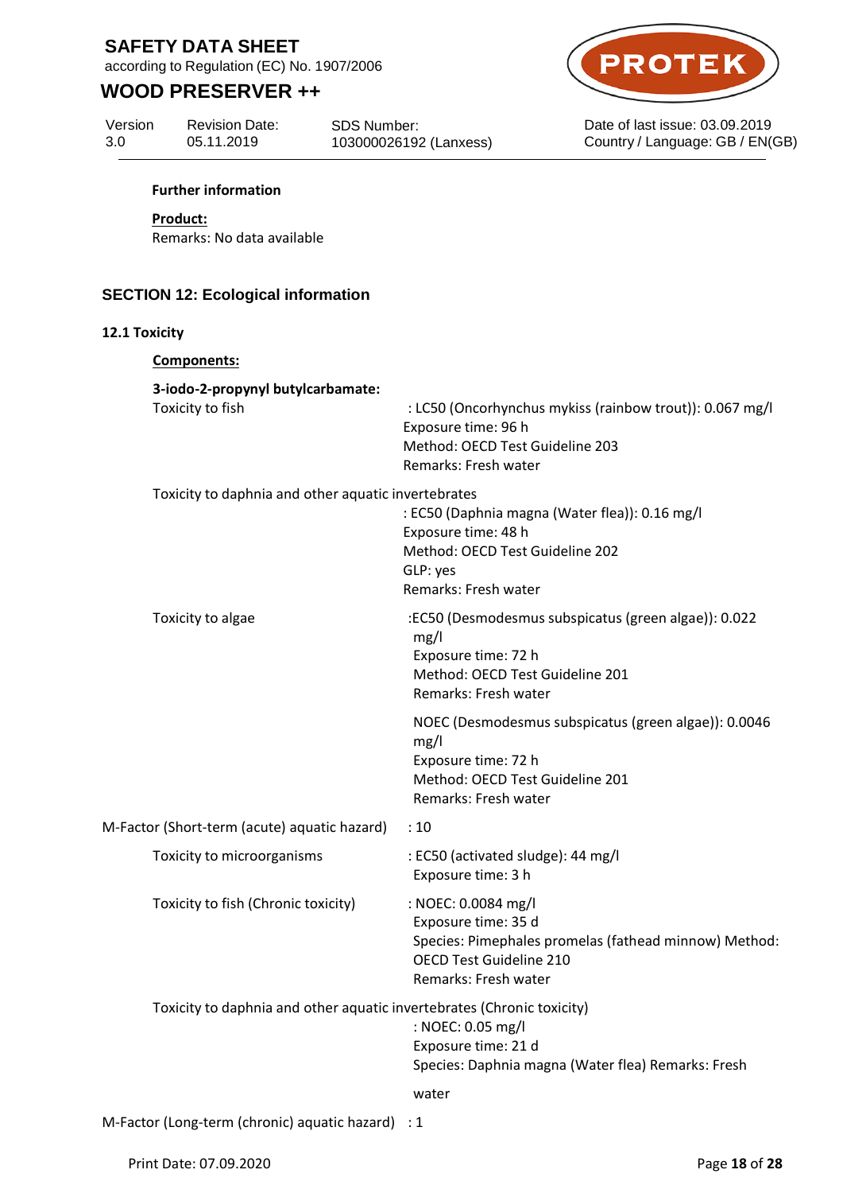**Further information**

**Product:**

Remarks: No data available

## SECTION 12: Ecological information

### 12.1 Toxicity

**Components:**

**3-iodo-2-propynyl butylcarbamate:**

Toxicity to fish : LC50 (Oncorhynchus mykiss (rainbow trout)): 0.067 mg/l
Exposure time: 96 h
Method: OECD Test Guideline 203
Remarks: Fresh water

Toxicity to daphnia and other aquatic invertebrates
: EC50 (Daphnia magna (Water flea)): 0.16 mg/l
Exposure time: 48 h
Method: OECD Test Guideline 202
GLP: yes
Remarks: Fresh water

Toxicity to algae :EC50 (Desmodesmus subspicatus (green algae)): 0.022 mg/l
Exposure time: 72 h
Method: OECD Test Guideline 201
Remarks: Fresh water

NOEC (Desmodesmus subspicatus (green algae)): 0.0046 mg/l
Exposure time: 72 h
Method: OECD Test Guideline 201
Remarks: Fresh water

M-Factor (Short-term (acute) aquatic hazard) : 10

Toxicity to microorganisms : EC50 (activated sludge): 44 mg/l
Exposure time: 3 h

Toxicity to fish (Chronic toxicity) : NOEC: 0.0084 mg/l
Exposure time: 35 d
Species: Pimephales promelas (fathead minnow) Method: OECD Test Guideline 210
Remarks: Fresh water

Toxicity to daphnia and other aquatic invertebrates (Chronic toxicity)
: NOEC: 0.05 mg/l
Exposure time: 21 d
Species: Daphnia magna (Water flea) Remarks: Fresh water

M-Factor (Long-term (chronic) aquatic hazard) : 1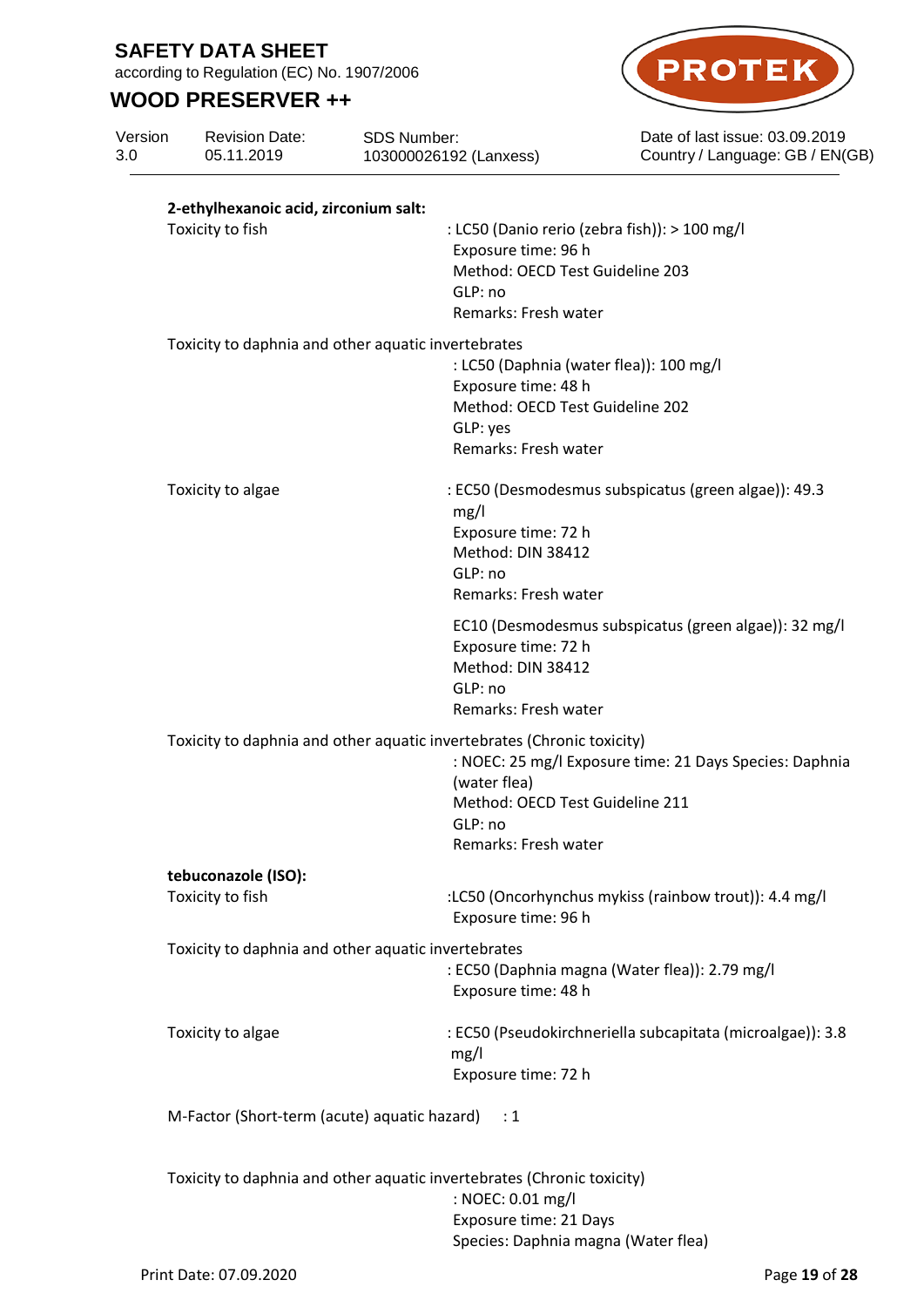**2-ethylhexanoic acid, zirconium salt:**

Toxicity to fish : LC50 (Danio rerio (zebra fish)): > 100 mg/l
Exposure time: 96 h
Method: OECD Test Guideline 203
GLP: no
Remarks: Fresh water

Toxicity to daphnia and other aquatic invertebrates
: LC50 (Daphnia (water flea)): 100 mg/l
Exposure time: 48 h
Method: OECD Test Guideline 202
GLP: yes
Remarks: Fresh water

Toxicity to algae : EC50 (Desmodesmus subspicatus (green algae)): 49.3 mg/l
Exposure time: 72 h
Method: DIN 38412
GLP: no
Remarks: Fresh water

EC10 (Desmodesmus subspicatus (green algae)): 32 mg/l
Exposure time: 72 h
Method: DIN 38412
GLP: no
Remarks: Fresh water

Toxicity to daphnia and other aquatic invertebrates (Chronic toxicity)
: NOEC: 25 mg/l Exposure time: 21 Days Species: Daphnia (water flea)
Method: OECD Test Guideline 211
GLP: no
Remarks: Fresh water

**tebuconazole (ISO):**

Toxicity to fish :LC50 (Oncorhynchus mykiss (rainbow trout)): 4.4 mg/l
Exposure time: 96 h

Toxicity to daphnia and other aquatic invertebrates
: EC50 (Daphnia magna (Water flea)): 2.79 mg/l
Exposure time: 48 h

Toxicity to algae : EC50 (Pseudokirchneriella subcapitata (microalgae)): 3.8 mg/l
Exposure time: 72 h

M-Factor (Short-term (acute) aquatic hazard) : 1

Toxicity to daphnia and other aquatic invertebrates (Chronic toxicity)
: NOEC: 0.01 mg/l
Exposure time: 21 Days
Species: Daphnia magna (Water flea)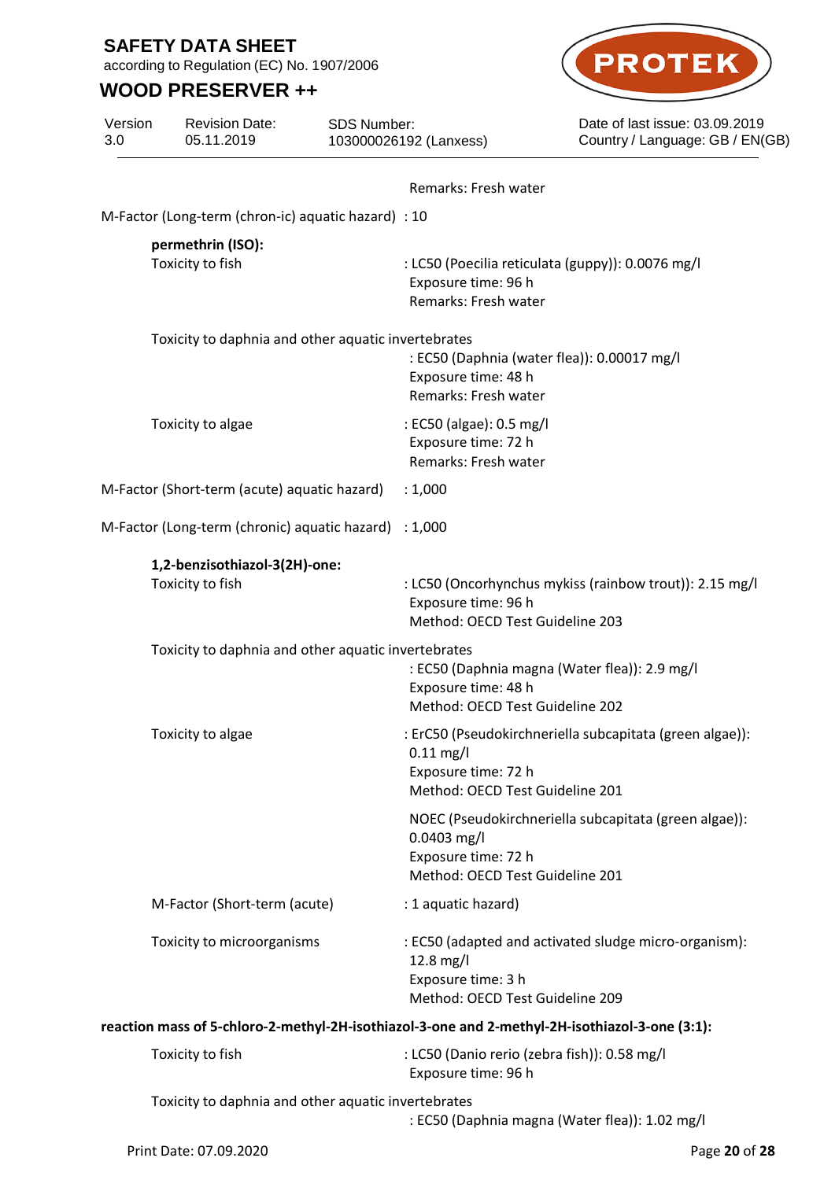Remarks: Fresh water

M-Factor (Long-term (chron-ic) aquatic hazard) : 10

**permethrin (ISO):**

Toxicity to fish : LC50 (Poecilia reticulata (guppy)): 0.0076 mg/l
Exposure time: 96 h
Remarks: Fresh water

Toxicity to daphnia and other aquatic invertebrates
: EC50 (Daphnia (water flea)): 0.00017 mg/l
Exposure time: 48 h
Remarks: Fresh water

Toxicity to algae : EC50 (algae): 0.5 mg/l
Exposure time: 72 h
Remarks: Fresh water

M-Factor (Short-term (acute) aquatic hazard) : 1,000

M-Factor (Long-term (chronic) aquatic hazard) : 1,000

**1,2-benzisothiazol-3(2H)-one:**

Toxicity to fish : LC50 (Oncorhynchus mykiss (rainbow trout)): 2.15 mg/l
Exposure time: 96 h
Method: OECD Test Guideline 203

Toxicity to daphnia and other aquatic invertebrates
: EC50 (Daphnia magna (Water flea)): 2.9 mg/l
Exposure time: 48 h
Method: OECD Test Guideline 202

Toxicity to algae : ErC50 (Pseudokirchneriella subcapitata (green algae)): 0.11 mg/l
Exposure time: 72 h
Method: OECD Test Guideline 201

NOEC (Pseudokirchneriella subcapitata (green algae)): 0.0403 mg/l
Exposure time: 72 h
Method: OECD Test Guideline 201

M-Factor (Short-term (acute) : 1 aquatic hazard)

Toxicity to microorganisms : EC50 (adapted and activated sludge micro-organism): 12.8 mg/l
Exposure time: 3 h
Method: OECD Test Guideline 209

**reaction mass of 5-chloro-2-methyl-2H-isothiazol-3-one and 2-methyl-2H-isothiazol-3-one (3:1):**

Toxicity to fish : LC50 (Danio rerio (zebra fish)): 0.58 mg/l
Exposure time: 96 h

Toxicity to daphnia and other aquatic invertebrates
: EC50 (Daphnia magna (Water flea)): 1.02 mg/l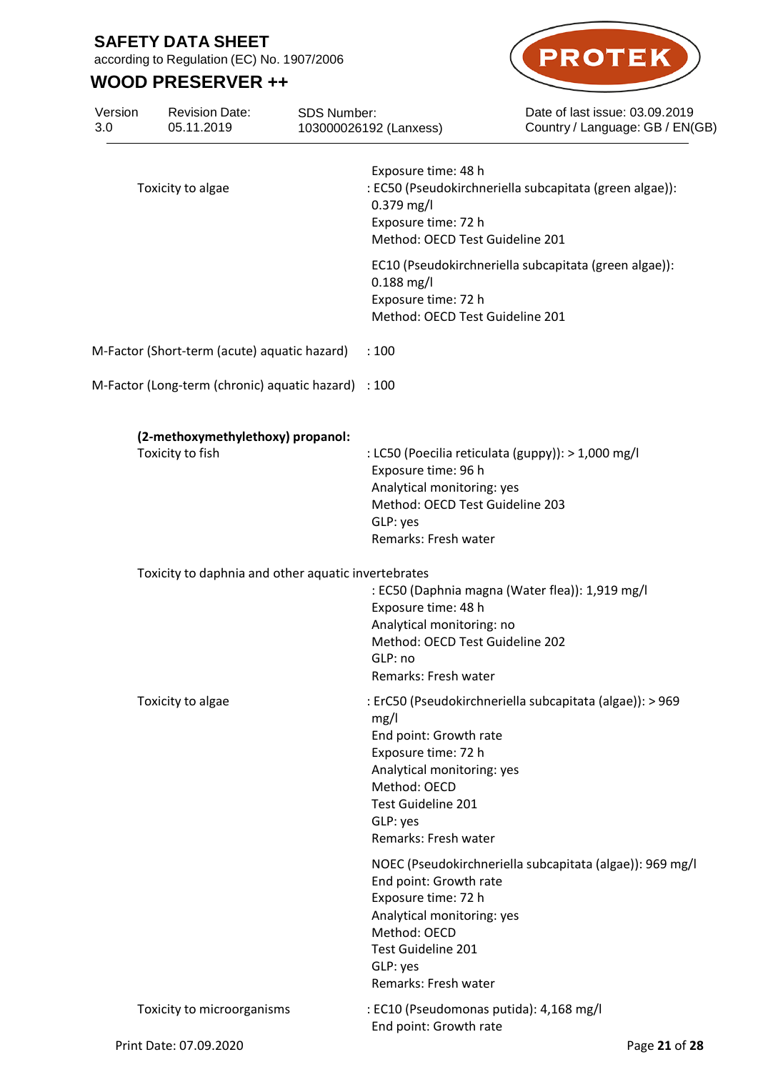| | |
|---|---|
| | Exposure time: 48 h |
| Toxicity to algae | : EC50 (Pseudokirchneriella subcapitata (green algae)): 0.379 mg/l<br>Exposure time: 72 h<br>Method: OECD Test Guideline 201 |
| | EC10 (Pseudokirchneriella subcapitata (green algae)): 0.188 mg/l<br>Exposure time: 72 h<br>Method: OECD Test Guideline 201 |
| M-Factor (Short-term (acute) aquatic hazard) | : 100 |
| M-Factor (Long-term (chronic) aquatic hazard) | : 100 |

**(2-methoxymethylethoxy) propanol:**

| | |
|---|---|
| Toxicity to fish | : LC50 (Poecilia reticulata (guppy)): > 1,000 mg/l<br>Exposure time: 96 h<br>Analytical monitoring: yes<br>Method: OECD Test Guideline 203<br>GLP: yes<br>Remarks: Fresh water |
| Toxicity to daphnia and other aquatic invertebrates | : EC50 (Daphnia magna (Water flea)): 1,919 mg/l<br>Exposure time: 48 h<br>Analytical monitoring: no<br>Method: OECD Test Guideline 202<br>GLP: no<br>Remarks: Fresh water |
| Toxicity to algae | : ErC50 (Pseudokirchneriella subcapitata (algae)): > 969 mg/l<br>End point: Growth rate<br>Exposure time: 72 h<br>Analytical monitoring: yes<br>Method: OECD<br>Test Guideline 201<br>GLP: yes<br>Remarks: Fresh water |
| | NOEC (Pseudokirchneriella subcapitata (algae)): 969 mg/l<br>End point: Growth rate<br>Exposure time: 72 h<br>Analytical monitoring: yes<br>Method: OECD<br>Test Guideline 201<br>GLP: yes<br>Remarks: Fresh water |
| Toxicity to microorganisms | : EC10 (Pseudomonas putida): 4,168 mg/l<br>End point: Growth rate |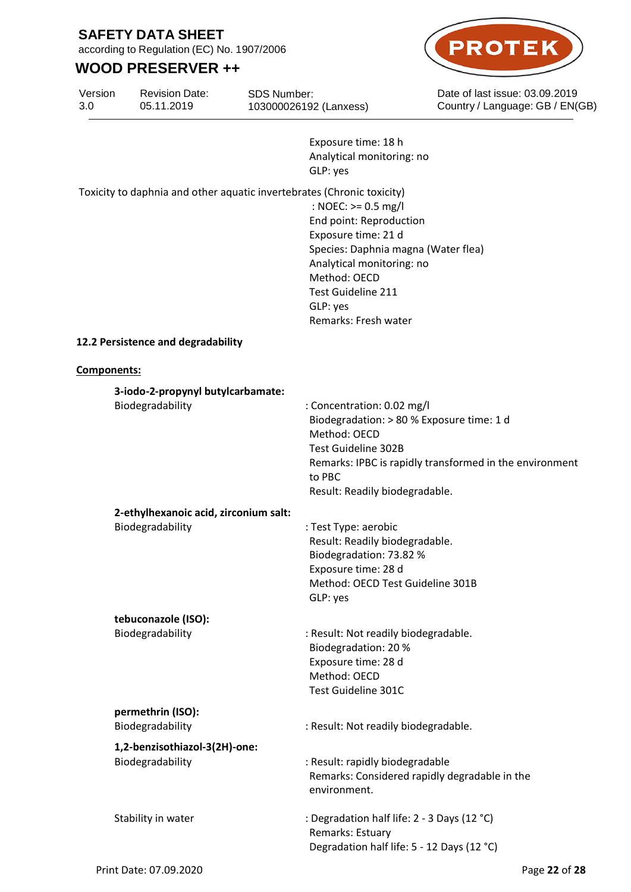Exposure time: 18 h
Analytical monitoring: no
GLP: yes

Toxicity to daphnia and other aquatic invertebrates (Chronic toxicity)
: NOEC: >= 0.5 mg/l
End point: Reproduction
Exposure time: 21 d
Species: Daphnia magna (Water flea)
Analytical monitoring: no
Method: OECD
Test Guideline 211
GLP: yes
Remarks: Fresh water

**12.2 Persistence and degradability**

**Components:**

**3-iodo-2-propynyl butylcarbamate:**

Biodegradability : Concentration: 0.02 mg/l
Biodegradation: > 80 % Exposure time: 1 d
Method: OECD
Test Guideline 302B
Remarks: IPBC is rapidly transformed in the environment to PBC
Result: Readily biodegradable.

**2-ethylhexanoic acid, zirconium salt:**

Biodegradability : Test Type: aerobic
Result: Readily biodegradable.
Biodegradation: 73.82 %
Exposure time: 28 d
Method: OECD Test Guideline 301B
GLP: yes

**tebuconazole (ISO):**

Biodegradability : Result: Not readily biodegradable.
Biodegradation: 20 %
Exposure time: 28 d
Method: OECD
Test Guideline 301C

**permethrin (ISO):**

Biodegradability : Result: Not readily biodegradable.

**1,2-benzisothiazol-3(2H)-one:**

Biodegradability : Result: rapidly biodegradable
Remarks: Considered rapidly degradable in the environment.

Stability in water : Degradation half life: 2 - 3 Days (12 °C)
Remarks: Estuary
Degradation half life: 5 - 12 Days (12 °C)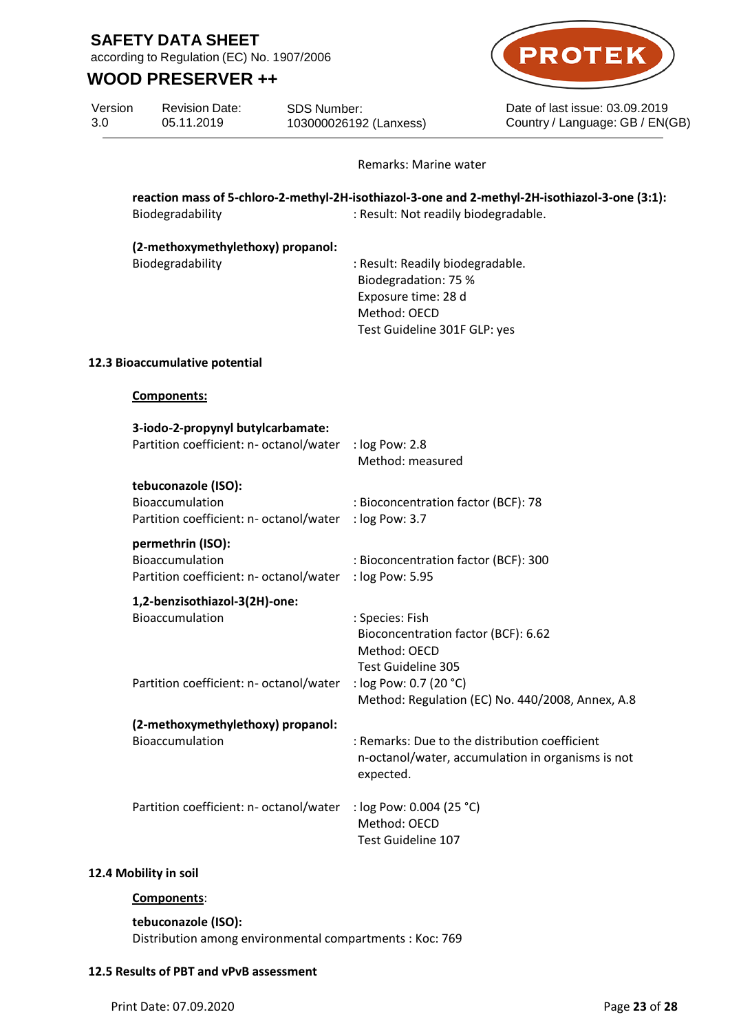Remarks: Marine water

**reaction mass of 5-chloro-2-methyl-2H-isothiazol-3-one and 2-methyl-2H-isothiazol-3-one (3:1):**

Biodegradability : Result: Not readily biodegradable.

**(2-methoxymethylethoxy) propanol:**

Biodegradability : Result: Readily biodegradable.
Biodegradation: 75 %
Exposure time: 28 d
Method: OECD
Test Guideline 301F GLP: yes

## 12.3 Bioaccumulative potential

**Components:**

**3-iodo-2-propynyl butylcarbamate:**

Partition coefficient: n- octanol/water : log Pow: 2.8
Method: measured

**tebuconazole (ISO):**

Bioaccumulation : Bioconcentration factor (BCF): 78
Partition coefficient: n- octanol/water : log Pow: 3.7

**permethrin (ISO):**

Bioaccumulation : Bioconcentration factor (BCF): 300
Partition coefficient: n- octanol/water : log Pow: 5.95

**1,2-benzisothiazol-3(2H)-one:**

Bioaccumulation : Species: Fish
Bioconcentration factor (BCF): 6.62
Method: OECD
Test Guideline 305

Partition coefficient: n- octanol/water : log Pow: 0.7 (20 °C)
Method: Regulation (EC) No. 440/2008, Annex, A.8

**(2-methoxymethylethoxy) propanol:**

Bioaccumulation : Remarks: Due to the distribution coefficient n-octanol/water, accumulation in organisms is not expected.

Partition coefficient: n- octanol/water : log Pow: 0.004 (25 °C)
Method: OECD
Test Guideline 107

## 12.4 Mobility in soil

**Components**:

**tebuconazole (ISO):**

Distribution among environmental compartments : Koc: 769

## 12.5 Results of PBT and vPvB assessment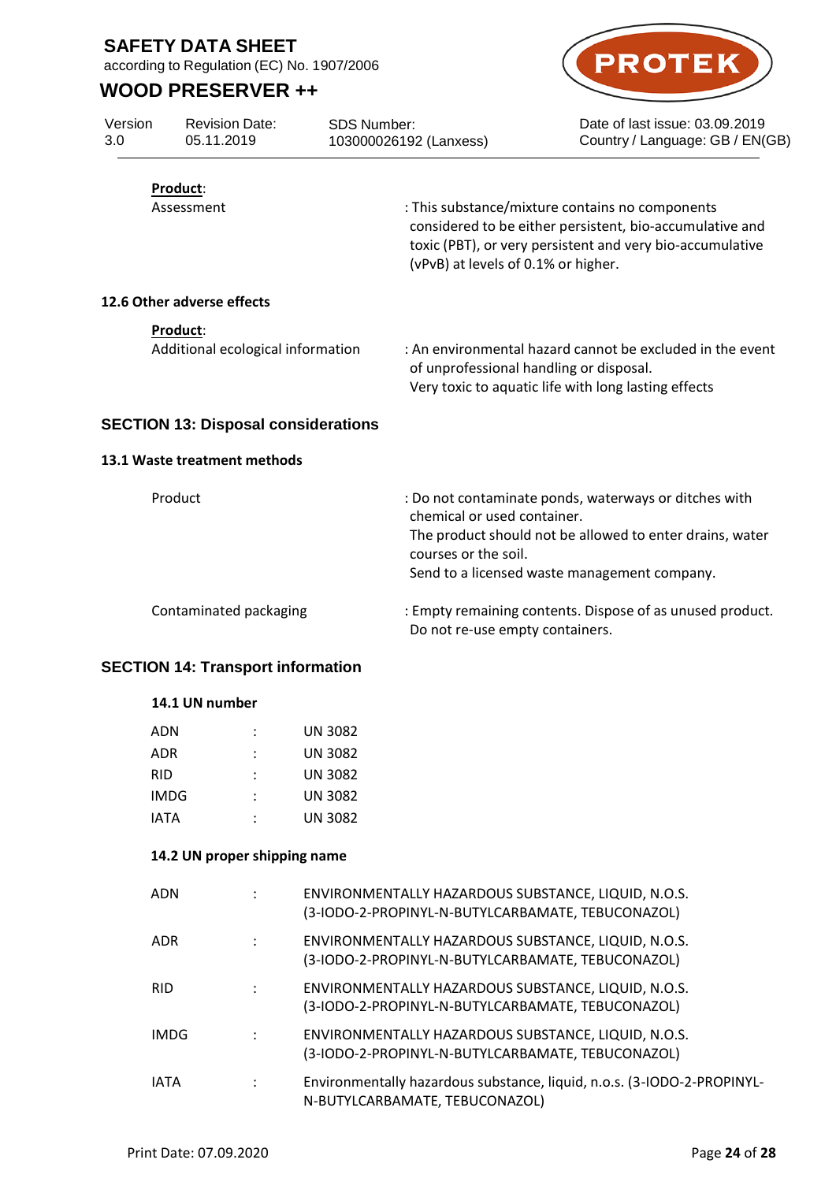**Product**:

| | |
|---|---|
| Assessment | : This substance/mixture contains no components considered to be either persistent, bio-accumulative and toxic (PBT), or very persistent and very bio-accumulative (vPvB) at levels of 0.1% or higher. |

### 12.6 Other adverse effects

**Product**:

| | |
|---|---|
| Additional ecological information | : An environmental hazard cannot be excluded in the event of unprofessional handling or disposal.<br>Very toxic to aquatic life with long lasting effects |

## SECTION 13: Disposal considerations

### 13.1 Waste treatment methods

| | |
|---|---|
| Product | : Do not contaminate ponds, waterways or ditches with chemical or used container.<br>The product should not be allowed to enter drains, water courses or the soil.<br>Send to a licensed waste management company. |
| Contaminated packaging | : Empty remaining contents. Dispose of as unused product.<br>Do not re-use empty containers. |

## SECTION 14: Transport information

### 14.1 UN number

| | | |
|---|---|---|
| ADN | : | UN 3082 |
| ADR | : | UN 3082 |
| RID | : | UN 3082 |
| IMDG | : | UN 3082 |
| IATA | : | UN 3082 |

### 14.2 UN proper shipping name

| | | |
|---|---|---|
| ADN | : | ENVIRONMENTALLY HAZARDOUS SUBSTANCE, LIQUID, N.O.S. (3-IODO-2-PROPINYL-N-BUTYLCARBAMATE, TEBUCONAZOL) |
| ADR | : | ENVIRONMENTALLY HAZARDOUS SUBSTANCE, LIQUID, N.O.S. (3-IODO-2-PROPINYL-N-BUTYLCARBAMATE, TEBUCONAZOL) |
| RID | : | ENVIRONMENTALLY HAZARDOUS SUBSTANCE, LIQUID, N.O.S. (3-IODO-2-PROPINYL-N-BUTYLCARBAMATE, TEBUCONAZOL) |
| IMDG | : | ENVIRONMENTALLY HAZARDOUS SUBSTANCE, LIQUID, N.O.S. (3-IODO-2-PROPINYL-N-BUTYLCARBAMATE, TEBUCONAZOL) |
| IATA | : | Environmentally hazardous substance, liquid, n.o.s. (3-IODO-2-PROPINYL-N-BUTYLCARBAMATE, TEBUCONAZOL) |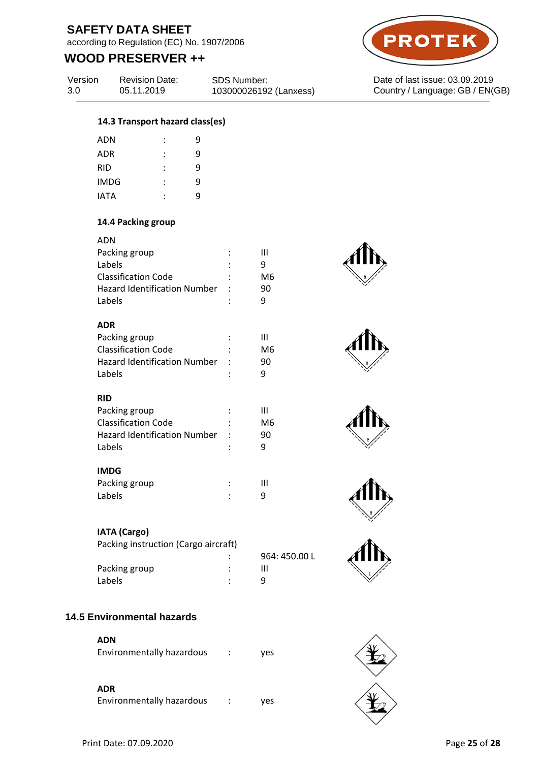### 14.3 Transport hazard class(es)

| | | |
|---|---|---|
| ADN | : | 9 |
| ADR | : | 9 |
| RID | : | 9 |
| IMDG | : | 9 |
| IATA | : | 9 |

### 14.4 Packing group

ADN

| | | |
|---|---|---|
| Packing group | : | III |
| Labels | : | 9 |
| Classification Code | : | M6 |
| Hazard Identification Number | : | 90 |
| Labels | : | 9 |

**ADR**

| | | |
|---|---|---|
| Packing group | : | III |
| Classification Code | : | M6 |
| Hazard Identification Number | : | 90 |
| Labels | : | 9 |

**RID**

| | | |
|---|---|---|
| Packing group | : | III |
| Classification Code | : | M6 |
| Hazard Identification Number | : | 90 |
| Labels | : | 9 |

**IMDG**

| | | |
|---|---|---|
| Packing group | : | III |
| Labels | : | 9 |

**IATA (Cargo)**

| | | |
|---|---|---|
| Packing instruction (Cargo aircraft) | : | 964: 450.00 L |
| Packing group | : | III |
| Labels | : | 9 |

## 14.5 Environmental hazards

**ADN**

| | | |
|---|---|---|
| Environmentally hazardous | : | yes |

**ADR**

| | | |
|---|---|---|
| Environmentally hazardous | : | yes |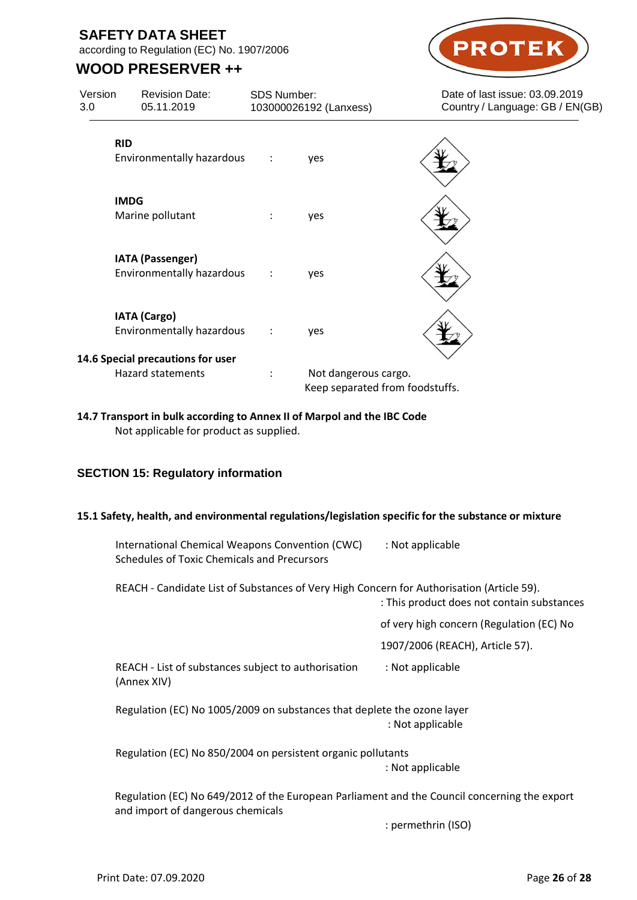**RID**

| | | |
|---|---|---|
| Environmentally hazardous | : | yes |

**IMDG**

| | | |
|---|---|---|
| Marine pollutant | : | yes |

**IATA (Passenger)**

| | | |
|---|---|---|
| Environmentally hazardous | : | yes |

**IATA (Cargo)**

| | | |
|---|---|---|
| Environmentally hazardous | : | yes |

**14.6 Special precautions for user**

Hazard statements : Not dangerous cargo.
Keep separated from foodstuffs.

**14.7 Transport in bulk according to Annex II of Marpol and the IBC Code**

Not applicable for product as supplied.

## SECTION 15: Regulatory information

**15.1 Safety, health, and environmental regulations/legislation specific for the substance or mixture**

International Chemical Weapons Convention (CWC) Schedules of Toxic Chemicals and Precursors : Not applicable

REACH - Candidate List of Substances of Very High Concern for Authorisation (Article 59). : This product does not contain substances of very high concern (Regulation (EC) No 1907/2006 (REACH), Article 57).

REACH - List of substances subject to authorisation (Annex XIV) : Not applicable

Regulation (EC) No 1005/2009 on substances that deplete the ozone layer : Not applicable

Regulation (EC) No 850/2004 on persistent organic pollutants : Not applicable

Regulation (EC) No 649/2012 of the European Parliament and the Council concerning the export and import of dangerous chemicals : permethrin (ISO)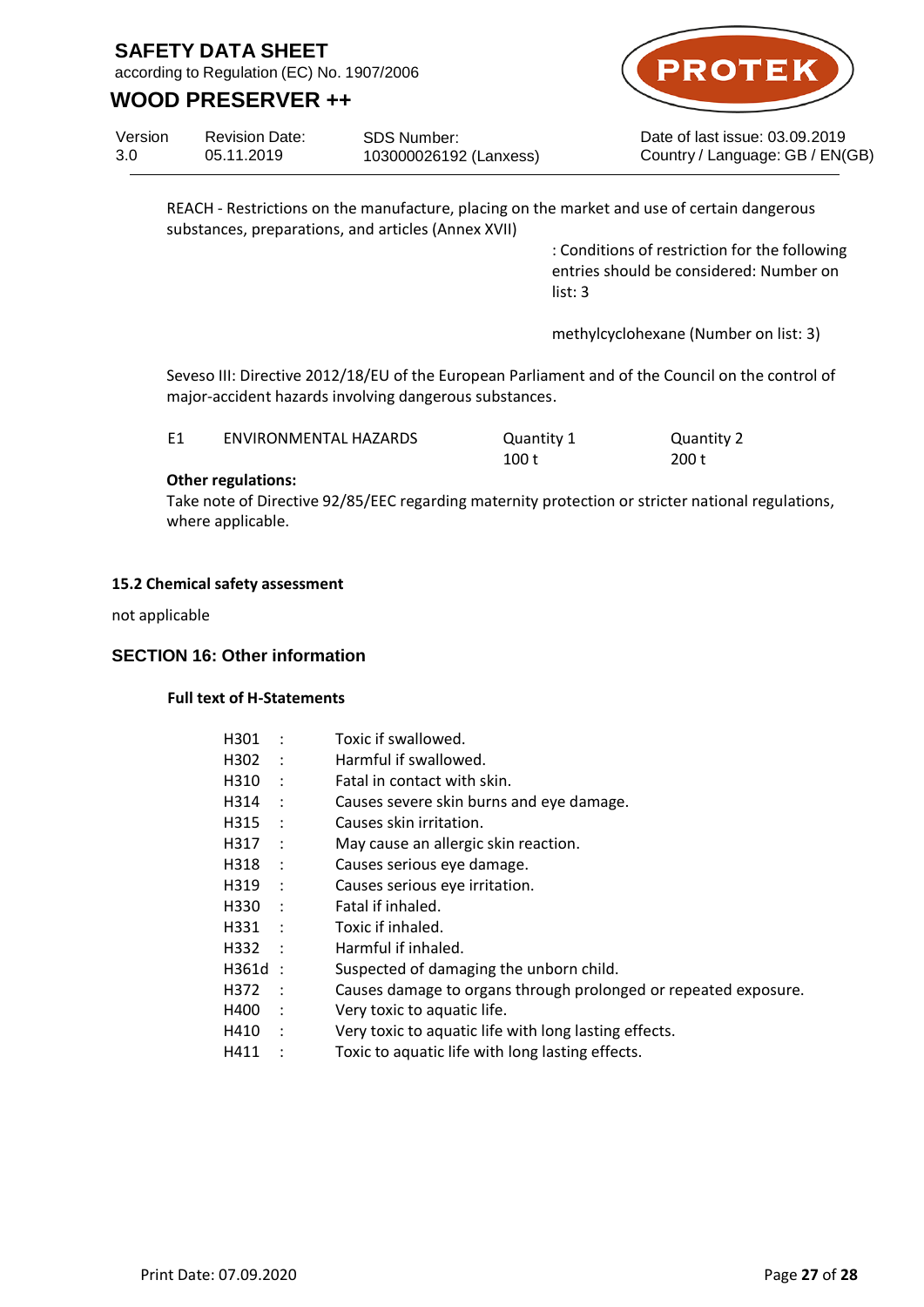REACH - Restrictions on the manufacture, placing on the market and use of certain dangerous substances, preparations, and articles (Annex XVII)

: Conditions of restriction for the following entries should be considered: Number on list: 3

methylcyclohexane (Number on list: 3)

Seveso III: Directive 2012/18/EU of the European Parliament and of the Council on the control of major-accident hazards involving dangerous substances.

| E1 | ENVIRONMENTAL HAZARDS | Quantity 1 | Quantity 2 |
|---|---|---|---|
| | | 100 t | 200 t |

**Other regulations:**

Take note of Directive 92/85/EEC regarding maternity protection or stricter national regulations, where applicable.

#### 15.2 Chemical safety assessment

not applicable

## SECTION 16: Other information

**Full text of H-Statements**

| | | |
|---|---|---|
| H301 | : | Toxic if swallowed. |
| H302 | : | Harmful if swallowed. |
| H310 | : | Fatal in contact with skin. |
| H314 | : | Causes severe skin burns and eye damage. |
| H315 | : | Causes skin irritation. |
| H317 | : | May cause an allergic skin reaction. |
| H318 | : | Causes serious eye damage. |
| H319 | : | Causes serious eye irritation. |
| H330 | : | Fatal if inhaled. |
| H331 | : | Toxic if inhaled. |
| H332 | : | Harmful if inhaled. |
| H361d | : | Suspected of damaging the unborn child. |
| H372 | : | Causes damage to organs through prolonged or repeated exposure. |
| H400 | : | Very toxic to aquatic life. |
| H410 | : | Very toxic to aquatic life with long lasting effects. |
| H411 | : | Toxic to aquatic life with long lasting effects. |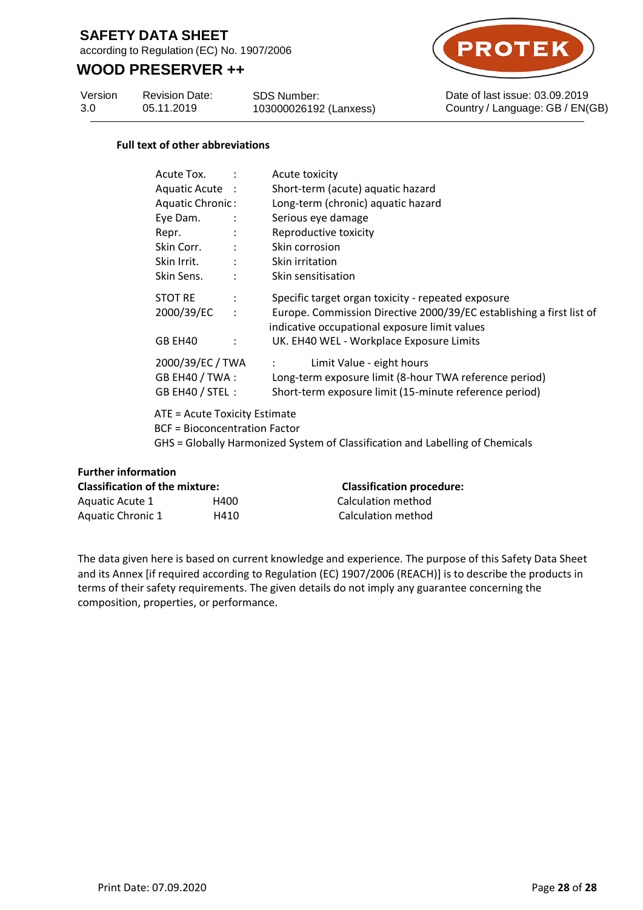### Full text of other abbreviations

| | | |
|---|---|---|
| Acute Tox. | : | Acute toxicity |
| Aquatic Acute | : | Short-term (acute) aquatic hazard |
| Aquatic Chronic | : | Long-term (chronic) aquatic hazard |
| Eye Dam. | : | Serious eye damage |
| Repr. | : | Reproductive toxicity |
| Skin Corr. | : | Skin corrosion |
| Skin Irrit. | : | Skin irritation |
| Skin Sens. | : | Skin sensitisation |
| STOT RE | : | Specific target organ toxicity - repeated exposure |
| 2000/39/EC | : | Europe. Commission Directive 2000/39/EC establishing a first list of indicative occupational exposure limit values |
| GB EH40 | : | UK. EH40 WEL - Workplace Exposure Limits |
| 2000/39/EC / TWA | : | Limit Value - eight hours |
| GB EH40 / TWA | : | Long-term exposure limit (8-hour TWA reference period) |
| GB EH40 / STEL | : | Short-term exposure limit (15-minute reference period) |

ATE = Acute Toxicity Estimate
BCF = Bioconcentration Factor
GHS = Globally Harmonized System of Classification and Labelling of Chemicals

**Further information**

| **Classification of the mixture:** | | **Classification procedure:** |
|---|---|---|
| Aquatic Acute 1 | H400 | Calculation method |
| Aquatic Chronic 1 | H410 | Calculation method |

The data given here is based on current knowledge and experience. The purpose of this Safety Data Sheet and its Annex [if required according to Regulation (EC) 1907/2006 (REACH)] is to describe the products in terms of their safety requirements. The given details do not imply any guarantee concerning the composition, properties, or performance.